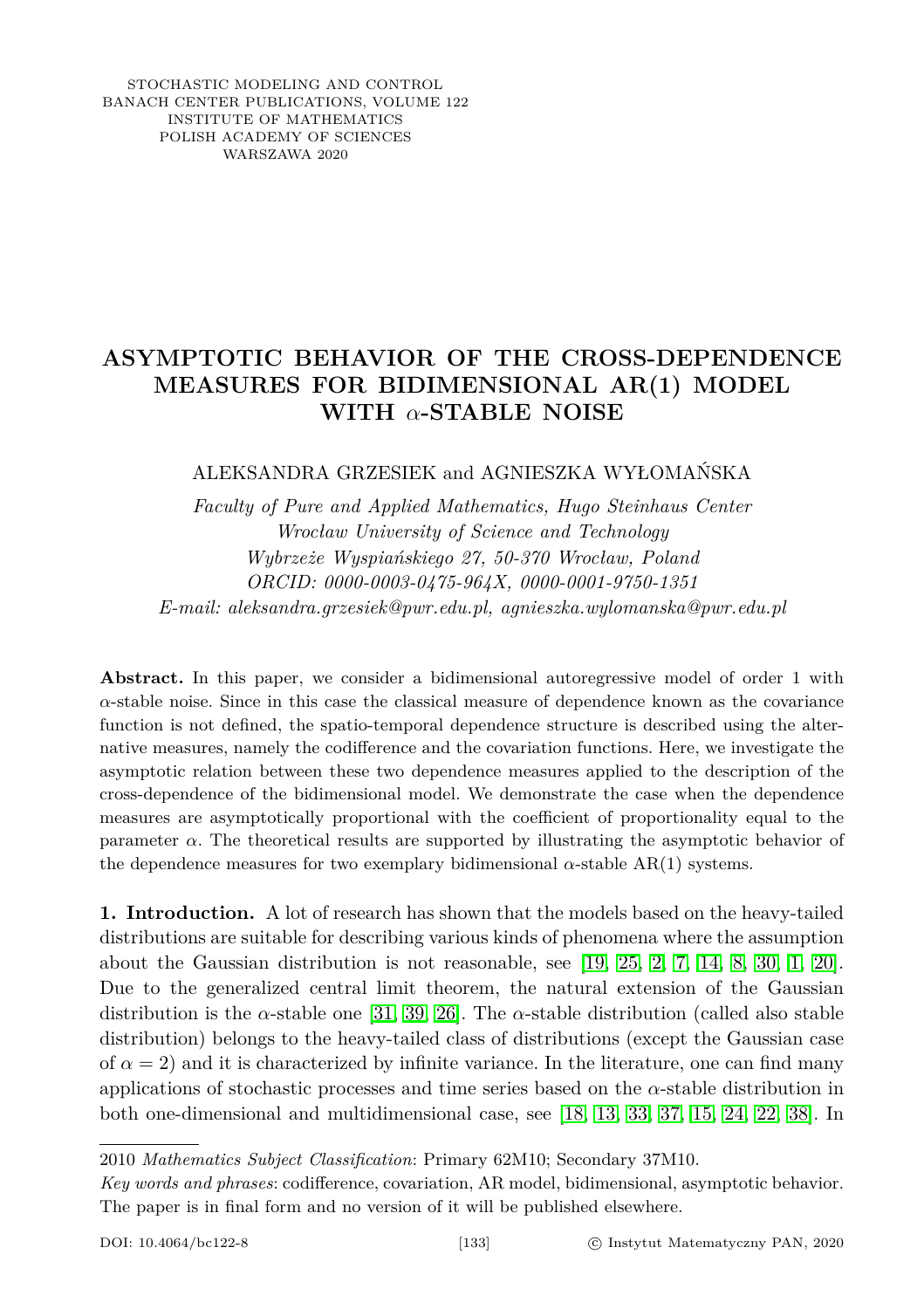STOCHASTIC MODELING AND CONTROL
BANACH CENTER PUBLICATIONS, VOLUME 122
INSTITUTE OF MATHEMATICS
POLISH ACADEMY OF SCIENCES
WARSZAWA 2020

# ASYMPTOTIC BEHAVIOR OF THE CROSS-DEPENDENCE MEASURES FOR BIDIMENSIONAL AR(1) MODEL WITH $\alpha$-STABLE NOISE

ALEKSANDRA GRZESIEK and AGNIESZKA WYŁOMAŃSKA

*Faculty of Pure and Applied Mathematics, Hugo Steinhaus Center*
*Wrocław University of Science and Technology*
*Wybrzeże Wyspiańskiego 27, 50-370 Wrocław, Poland*
*ORCID: 0000-0003-0475-964X, 0000-0001-9750-1351*
*E-mail: aleksandra.grzesiek@pwr.edu.pl, agnieszka.wylomanska@pwr.edu.pl*

**Abstract.** In this paper, we consider a bidimensional autoregressive model of order 1 with $\alpha$-stable noise. Since in this case the classical measure of dependence known as the covariance function is not defined, the spatio-temporal dependence structure is described using the alternative measures, namely the codifference and the covariation functions. Here, we investigate the asymptotic relation between these two dependence measures applied to the description of the cross-dependence of the bidimensional model. We demonstrate the case when the dependence measures are asymptotically proportional with the coefficient of proportionality equal to the parameter $\alpha$. The theoretical results are supported by illustrating the asymptotic behavior of the dependence measures for two exemplary bidimensional $\alpha$-stable AR(1) systems.

**1. Introduction.** A lot of research has shown that the models based on the heavy-tailed distributions are suitable for describing various kinds of phenomena where the assumption about the Gaussian distribution is not reasonable, see [19, 25, 2, 7, 14, 8, 30, 1, 20]. Due to the generalized central limit theorem, the natural extension of the Gaussian distribution is the $\alpha$-stable one [31, 39, 26]. The $\alpha$-stable distribution (called also stable distribution) belongs to the heavy-tailed class of distributions (except the Gaussian case of $\alpha = 2$) and it is characterized by infinite variance. In the literature, one can find many applications of stochastic processes and time series based on the $\alpha$-stable distribution in both one-dimensional and multidimensional case, see [18, 13, 33, 37, 15, 24, 22, 38]. In

---

2010 *Mathematics Subject Classification*: Primary 62M10; Secondary 37M10.

*Key words and phrases*: codifference, covariation, AR model, bidimensional, asymptotic behavior.

The paper is in final form and no version of it will be published elsewhere.

DOI: 10.4064/bc122-8 © Instytut Matematyczny PAN, 2020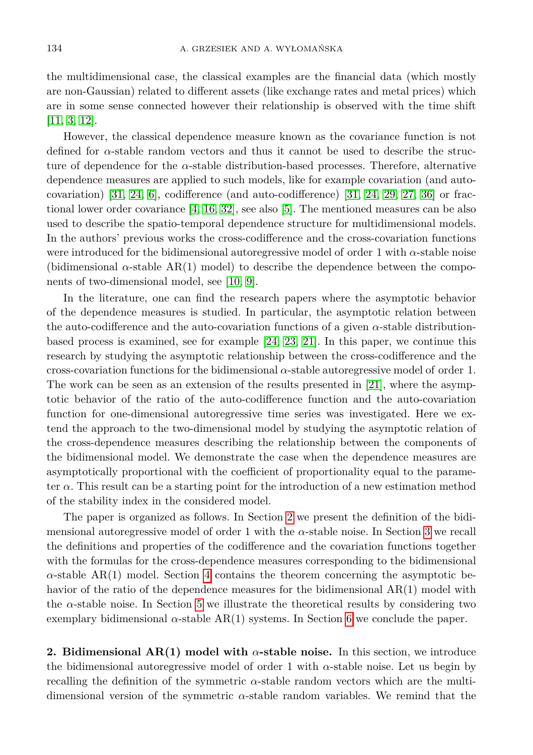the multidimensional case, the classical examples are the financial data (which mostly are non-Gaussian) related to different assets (like exchange rates and metal prices) which are in some sense connected however their relationship is observed with the time shift [11, 3, 12].

However, the classical dependence measure known as the covariance function is not defined for $\alpha$-stable random vectors and thus it cannot be used to describe the structure of dependence for the $\alpha$-stable distribution-based processes. Therefore, alternative dependence measures are applied to such models, like for example covariation (and auto-covariation) [31, 24, 6], codifference (and auto-codifference) [31, 24, 29, 27, 36] or fractional lower order covariance [4, 16, 32], see also [5]. The mentioned measures can be also used to describe the spatio-temporal dependence structure for multidimensional models. In the authors' previous works the cross-codifference and the cross-covariation functions were introduced for the bidimensional autoregressive model of order 1 with $\alpha$-stable noise (bidimensional $\alpha$-stable AR(1) model) to describe the dependence between the components of two-dimensional model, see [10, 9].

In the literature, one can find the research papers where the asymptotic behavior of the dependence measures is studied. In particular, the asymptotic relation between the auto-codifference and the auto-covariation functions of a given $\alpha$-stable distribution-based process is examined, see for example [24, 23, 21]. In this paper, we continue this research by studying the asymptotic relationship between the cross-codifference and the cross-covariation functions for the bidimensional $\alpha$-stable autoregressive model of order 1. The work can be seen as an extension of the results presented in [21], where the asymptotic behavior of the ratio of the auto-codifference function and the auto-covariation function for one-dimensional autoregressive time series was investigated. Here we extend the approach to the two-dimensional model by studying the asymptotic relation of the cross-dependence measures describing the relationship between the components of the bidimensional model. We demonstrate the case when the dependence measures are asymptotically proportional with the coefficient of proportionality equal to the parameter $\alpha$. This result can be a starting point for the introduction of a new estimation method of the stability index in the considered model.

The paper is organized as follows. In Section 2 we present the definition of the bidimensional autoregressive model of order 1 with the $\alpha$-stable noise. In Section 3 we recall the definitions and properties of the codifference and the covariation functions together with the formulas for the cross-dependence measures corresponding to the bidimensional $\alpha$-stable AR(1) model. Section 4 contains the theorem concerning the asymptotic behavior of the ratio of the dependence measures for the bidimensional AR(1) model with the $\alpha$-stable noise. In Section 5 we illustrate the theoretical results by considering two exemplary bidimensional $\alpha$-stable AR(1) systems. In Section 6 we conclude the paper.

**2. Bidimensional AR(1) model with $\alpha$-stable noise.** In this section, we introduce the bidimensional autoregressive model of order 1 with $\alpha$-stable noise. Let us begin by recalling the definition of the symmetric $\alpha$-stable random vectors which are the multidimensional version of the symmetric $\alpha$-stable random variables. We remind that the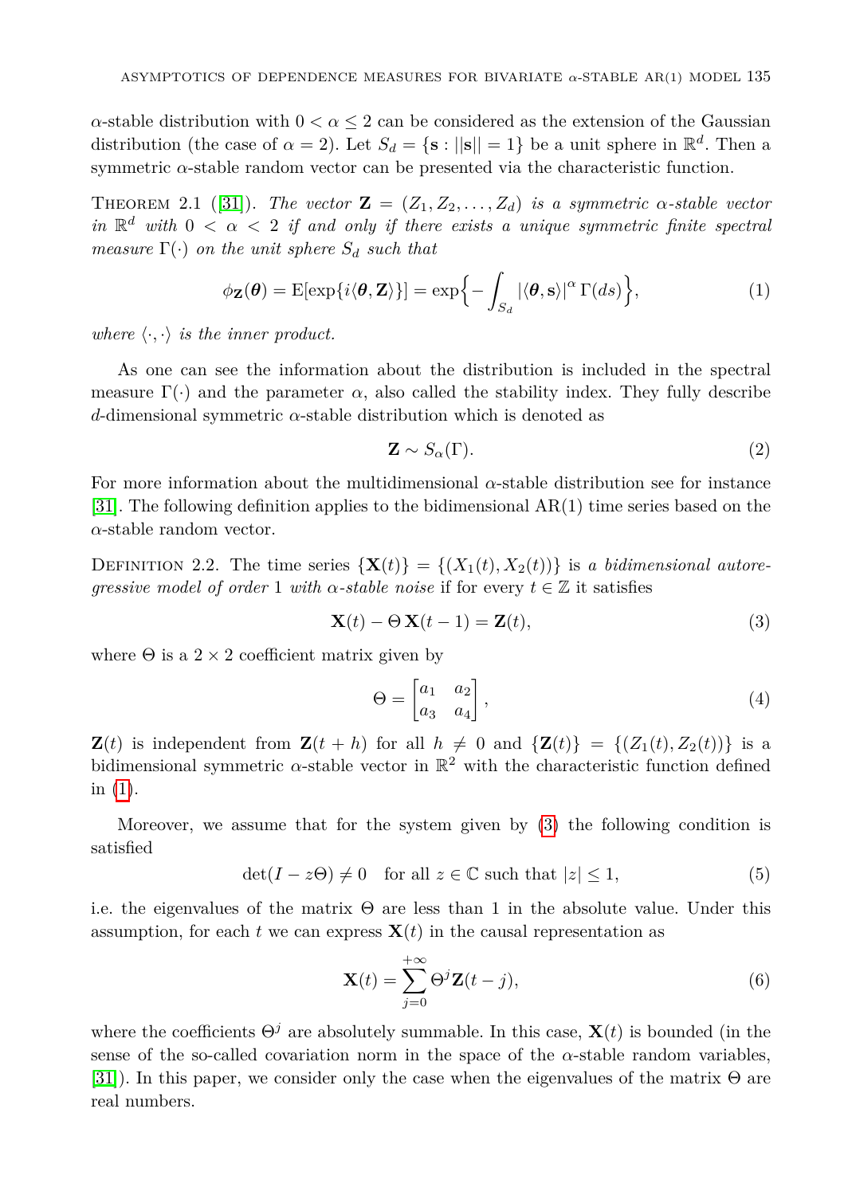$\alpha$-stable distribution with $0 < \alpha \leq 2$ can be considered as the extension of the Gaussian distribution (the case of $\alpha = 2$). Let $S_d = \{\mathbf{s} : ||\mathbf{s}|| = 1\}$ be a unit sphere in $\mathbb{R}^d$. Then a symmetric $\alpha$-stable random vector can be presented via the characteristic function.

THEOREM 2.1 ([31]). *The vector $\mathbf{Z} = (Z_1, Z_2, \ldots, Z_d)$ is a symmetric $\alpha$-stable vector in $\mathbb{R}^d$ with $0 < \alpha < 2$ if and only if there exists a unique symmetric finite spectral measure $\Gamma(\cdot)$ on the unit sphere $S_d$ such that*

$$\phi_{\mathbf{Z}}(\boldsymbol{\theta}) = \mathrm{E}[\exp\{i\langle \boldsymbol{\theta}, \mathbf{Z}\rangle\}] = \exp\Big\{-\int_{S_d} |\langle \boldsymbol{\theta}, \mathbf{s}\rangle|^{\alpha}\, \Gamma(ds)\Big\}, \tag{1}$$

*where $\langle \cdot, \cdot \rangle$ is the inner product.*

As one can see the information about the distribution is included in the spectral measure $\Gamma(\cdot)$ and the parameter $\alpha$, also called the stability index. They fully describe $d$-dimensional symmetric $\alpha$-stable distribution which is denoted as

$$\mathbf{Z} \sim S_{\alpha}(\Gamma). \tag{2}$$

For more information about the multidimensional $\alpha$-stable distribution see for instance [31]. The following definition applies to the bidimensional AR(1) time series based on the $\alpha$-stable random vector.

DEFINITION 2.2. The time series $\{\mathbf{X}(t)\} = \{(X_1(t), X_2(t))\}$ is *a bidimensional autoregressive model of order* 1 *with $\alpha$-stable noise* if for every $t \in \mathbb{Z}$ it satisfies

$$\mathbf{X}(t) - \Theta\, \mathbf{X}(t-1) = \mathbf{Z}(t), \tag{3}$$

where $\Theta$ is a $2 \times 2$ coefficient matrix given by

$$\Theta = \begin{bmatrix} a_1 & a_2 \\ a_3 & a_4 \end{bmatrix}, \tag{4}$$

$\mathbf{Z}(t)$ is independent from $\mathbf{Z}(t+h)$ for all $h \neq 0$ and $\{\mathbf{Z}(t)\} = \{(Z_1(t), Z_2(t))\}$ is a bidimensional symmetric $\alpha$-stable vector in $\mathbb{R}^2$ with the characteristic function defined in (1).

Moreover, we assume that for the system given by (3) the following condition is satisfied

$$\det(I - z\Theta) \neq 0 \quad \text{for all } z \in \mathbb{C} \text{ such that } |z| \leq 1, \tag{5}$$

i.e. the eigenvalues of the matrix $\Theta$ are less than 1 in the absolute value. Under this assumption, for each $t$ we can express $\mathbf{X}(t)$ in the causal representation as

$$\mathbf{X}(t) = \sum_{j=0}^{+\infty} \Theta^j \mathbf{Z}(t-j), \tag{6}$$

where the coefficients $\Theta^j$ are absolutely summable. In this case, $\mathbf{X}(t)$ is bounded (in the sense of the so-called covariation norm in the space of the $\alpha$-stable random variables, [31]). In this paper, we consider only the case when the eigenvalues of the matrix $\Theta$ are real numbers.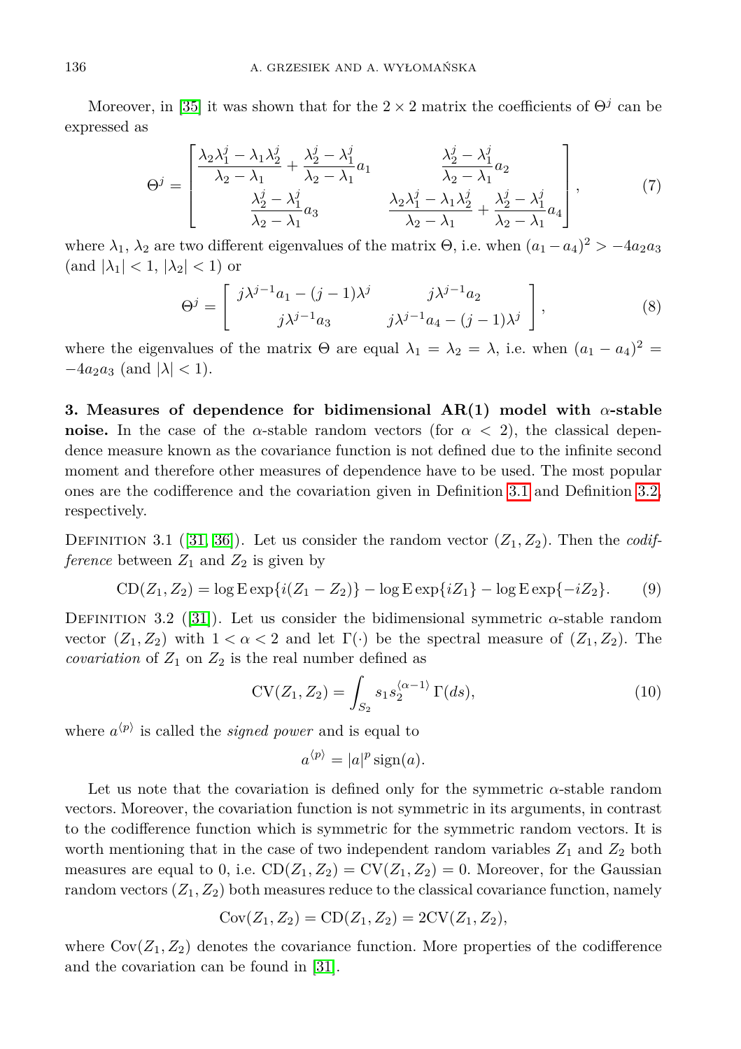Moreover, in [35] it was shown that for the $2 \times 2$ matrix the coefficients of $\Theta^j$ can be expressed as

$$
\Theta^j = \begin{bmatrix} \dfrac{\lambda_2 \lambda_1^j - \lambda_1 \lambda_2^j}{\lambda_2 - \lambda_1} + \dfrac{\lambda_2^j - \lambda_1^j}{\lambda_2 - \lambda_1} a_1 & \dfrac{\lambda_2^j - \lambda_1^j}{\lambda_2 - \lambda_1} a_2 \\ \dfrac{\lambda_2^j - \lambda_1^j}{\lambda_2 - \lambda_1} a_3 & \dfrac{\lambda_2 \lambda_1^j - \lambda_1 \lambda_2^j}{\lambda_2 - \lambda_1} + \dfrac{\lambda_2^j - \lambda_1^j}{\lambda_2 - \lambda_1} a_4 \end{bmatrix}, \tag{7}
$$

where $\lambda_1$, $\lambda_2$ are two different eigenvalues of the matrix $\Theta$, i.e. when $(a_1 - a_4)^2 > -4a_2 a_3$ (and $|\lambda_1| < 1$, $|\lambda_2| < 1$) or

$$
\Theta^j = \begin{bmatrix} j\lambda^{j-1} a_1 - (j-1)\lambda^j & j\lambda^{j-1} a_2 \\ j\lambda^{j-1} a_3 & j\lambda^{j-1} a_4 - (j-1)\lambda^j \end{bmatrix}, \tag{8}
$$

where the eigenvalues of the matrix $\Theta$ are equal $\lambda_1 = \lambda_2 = \lambda$, i.e. when $(a_1 - a_4)^2 = -4a_2 a_3$ (and $|\lambda| < 1$).

**3. Measures of dependence for bidimensional AR(1) model with $\alpha$-stable noise.** In the case of the $\alpha$-stable random vectors (for $\alpha < 2$), the classical dependence measure known as the covariance function is not defined due to the infinite second moment and therefore other measures of dependence have to be used. The most popular ones are the codifference and the covariation given in Definition 3.1 and Definition 3.2, respectively.

DEFINITION 3.1 ([31, 36]). Let us consider the random vector $(Z_1, Z_2)$. Then the *codifference* between $Z_1$ and $Z_2$ is given by

$$
\mathrm{CD}(Z_1, Z_2) = \log \mathrm{E} \exp\{i(Z_1 - Z_2)\} - \log \mathrm{E} \exp\{iZ_1\} - \log \mathrm{E} \exp\{-iZ_2\}. \tag{9}
$$

DEFINITION 3.2 ([31]). Let us consider the bidimensional symmetric $\alpha$-stable random vector $(Z_1, Z_2)$ with $1 < \alpha < 2$ and let $\Gamma(\cdot)$ be the spectral measure of $(Z_1, Z_2)$. The *covariation* of $Z_1$ on $Z_2$ is the real number defined as

$$
\mathrm{CV}(Z_1, Z_2) = \int_{S_2} s_1 s_2^{\langle \alpha - 1 \rangle} \, \Gamma(ds), \tag{10}
$$

where $a^{\langle p \rangle}$ is called the *signed power* and is equal to

$$
a^{\langle p \rangle} = |a|^p \operatorname{sign}(a).
$$

Let us note that the covariation is defined only for the symmetric $\alpha$-stable random vectors. Moreover, the covariation function is not symmetric in its arguments, in contrast to the codifference function which is symmetric for the symmetric random vectors. It is worth mentioning that in the case of two independent random variables $Z_1$ and $Z_2$ both measures are equal to 0, i.e. $\mathrm{CD}(Z_1, Z_2) = \mathrm{CV}(Z_1, Z_2) = 0$. Moreover, for the Gaussian random vectors $(Z_1, Z_2)$ both measures reduce to the classical covariance function, namely

$$
\mathrm{Cov}(Z_1, Z_2) = \mathrm{CD}(Z_1, Z_2) = 2\mathrm{CV}(Z_1, Z_2),
$$

where $\mathrm{Cov}(Z_1, Z_2)$ denotes the covariance function. More properties of the codifference and the covariation can be found in [31].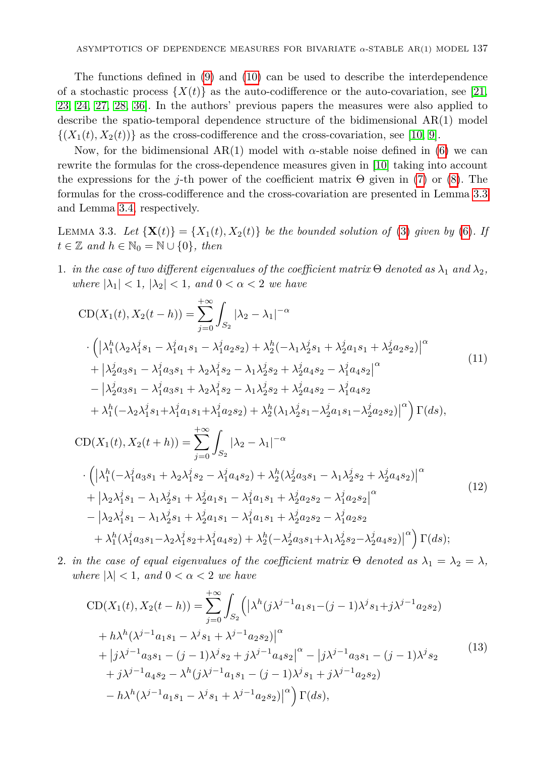The functions defined in (9) and (10) can be used to describe the interdependence of a stochastic process $\{X(t)\}$ as the auto-codifference or the auto-covariation, see [21, 23, 24, 27, 28, 36]. In the authors' previous papers the measures were also applied to describe the spatio-temporal dependence structure of the bidimensional AR(1) model $\{(X_1(t), X_2(t))\}$ as the cross-codifference and the cross-covariation, see [10, 9].

Now, for the bidimensional AR(1) model with $\alpha$-stable noise defined in (6) we can rewrite the formulas for the cross-dependence measures given in [10] taking into account the expressions for the $j$-th power of the coefficient matrix $\Theta$ given in (7) or (8). The formulas for the cross-codifference and the cross-covariation are presented in Lemma 3.3 and Lemma 3.4, respectively.

LEMMA 3.3. *Let $\{\mathbf{X}(t)\} = \{X_1(t), X_2(t)\}$ be the bounded solution of (3) given by (6). If $t \in \mathbb{Z}$ and $h \in \mathbb{N}_0 = \mathbb{N} \cup \{0\}$, then*

1. *in the case of two different eigenvalues of the coefficient matrix $\Theta$ denoted as $\lambda_1$ and $\lambda_2$, where $|\lambda_1| < 1$, $|\lambda_2| < 1$, and $0 < \alpha < 2$ we have*

$$
\begin{aligned}
\mathrm{CD}(X_1(t), X_2(t-h)) = \sum_{j=0}^{+\infty} \int_{S_2} |\lambda_2 - \lambda_1|^{-\alpha} \\
\cdot \Big( \big|\lambda_1^h(\lambda_2\lambda_1^j s_1 - \lambda_1^j a_1 s_1 - \lambda_1^j a_2 s_2) + \lambda_2^h(-\lambda_1\lambda_2^j s_1 + \lambda_2^j a_1 s_1 + \lambda_2^j a_2 s_2)\big|^\alpha \\
+ \big|\lambda_2^j a_3 s_1 - \lambda_1^j a_3 s_1 + \lambda_2\lambda_1^j s_2 - \lambda_1\lambda_2^j s_2 + \lambda_2^j a_4 s_2 - \lambda_1^j a_4 s_2\big|^\alpha \\
- \big|\lambda_2^j a_3 s_1 - \lambda_1^j a_3 s_1 + \lambda_2\lambda_1^j s_2 - \lambda_1\lambda_2^j s_2 + \lambda_2^j a_4 s_2 - \lambda_1^j a_4 s_2 \\
+ \lambda_1^h(-\lambda_2\lambda_1^j s_1 + \lambda_1^j a_1 s_1 + \lambda_1^j a_2 s_2) + \lambda_2^h(\lambda_1\lambda_2^j s_1 - \lambda_2^j a_1 s_1 - \lambda_2^j a_2 s_2)\big|^\alpha \Big)\, \Gamma(ds),
\end{aligned} \tag{11}
$$

$$
\begin{aligned}
\mathrm{CD}(X_1(t), X_2(t+h)) = \sum_{j=0}^{+\infty} \int_{S_2} |\lambda_2 - \lambda_1|^{-\alpha} \\
\cdot \Big( \big|\lambda_1^h(-\lambda_1^j a_3 s_1 + \lambda_2\lambda_1^j s_2 - \lambda_1^j a_4 s_2) + \lambda_2^h(\lambda_2^j a_3 s_1 - \lambda_1\lambda_2^j s_2 + \lambda_2^j a_4 s_2)\big|^\alpha \\
+ \big|\lambda_2\lambda_1^j s_1 - \lambda_1\lambda_2^j s_1 + \lambda_2^j a_1 s_1 - \lambda_1^j a_1 s_1 + \lambda_2^j a_2 s_2 - \lambda_1^j a_2 s_2\big|^\alpha \\
- \big|\lambda_2\lambda_1^j s_1 - \lambda_1\lambda_2^j s_1 + \lambda_2^j a_1 s_1 - \lambda_1^j a_1 s_1 + \lambda_2^j a_2 s_2 - \lambda_1^j a_2 s_2 \\
+ \lambda_1^h(\lambda_1^j a_3 s_1 - \lambda_2\lambda_1^j s_2 + \lambda_1^j a_4 s_2) + \lambda_2^h(-\lambda_2^j a_3 s_1 + \lambda_1\lambda_2^j s_2 - \lambda_2^j a_4 s_2)\big|^\alpha \Big)\, \Gamma(ds);
\end{aligned} \tag{12}
$$

2. *in the case of equal eigenvalues of the coefficient matrix $\Theta$ denoted as $\lambda_1 = \lambda_2 = \lambda$, where $|\lambda| < 1$, and $0 < \alpha < 2$ we have*

$$
\begin{aligned}
\mathrm{CD}(X_1(t), X_2(t-h)) = \sum_{j=0}^{+\infty} \int_{S_2} \Big( \big|\lambda^h(j\lambda^{j-1} a_1 s_1 - (j-1)\lambda^j s_1 + j\lambda^{j-1} a_2 s_2) \\
+ h\lambda^h(\lambda^{j-1} a_1 s_1 - \lambda^j s_1 + \lambda^{j-1} a_2 s_2)\big|^\alpha \\
+ \big|j\lambda^{j-1} a_3 s_1 - (j-1)\lambda^j s_2 + j\lambda^{j-1} a_4 s_2\big|^\alpha - \big|j\lambda^{j-1} a_3 s_1 - (j-1)\lambda^j s_2 \\
+ j\lambda^{j-1} a_4 s_2 - \lambda^h(j\lambda^{j-1} a_1 s_1 - (j-1)\lambda^j s_1 + j\lambda^{j-1} a_2 s_2) \\
- h\lambda^h(\lambda^{j-1} a_1 s_1 - \lambda^j s_1 + \lambda^{j-1} a_2 s_2)\big|^\alpha \Big)\, \Gamma(ds),
\end{aligned} \tag{13}
$$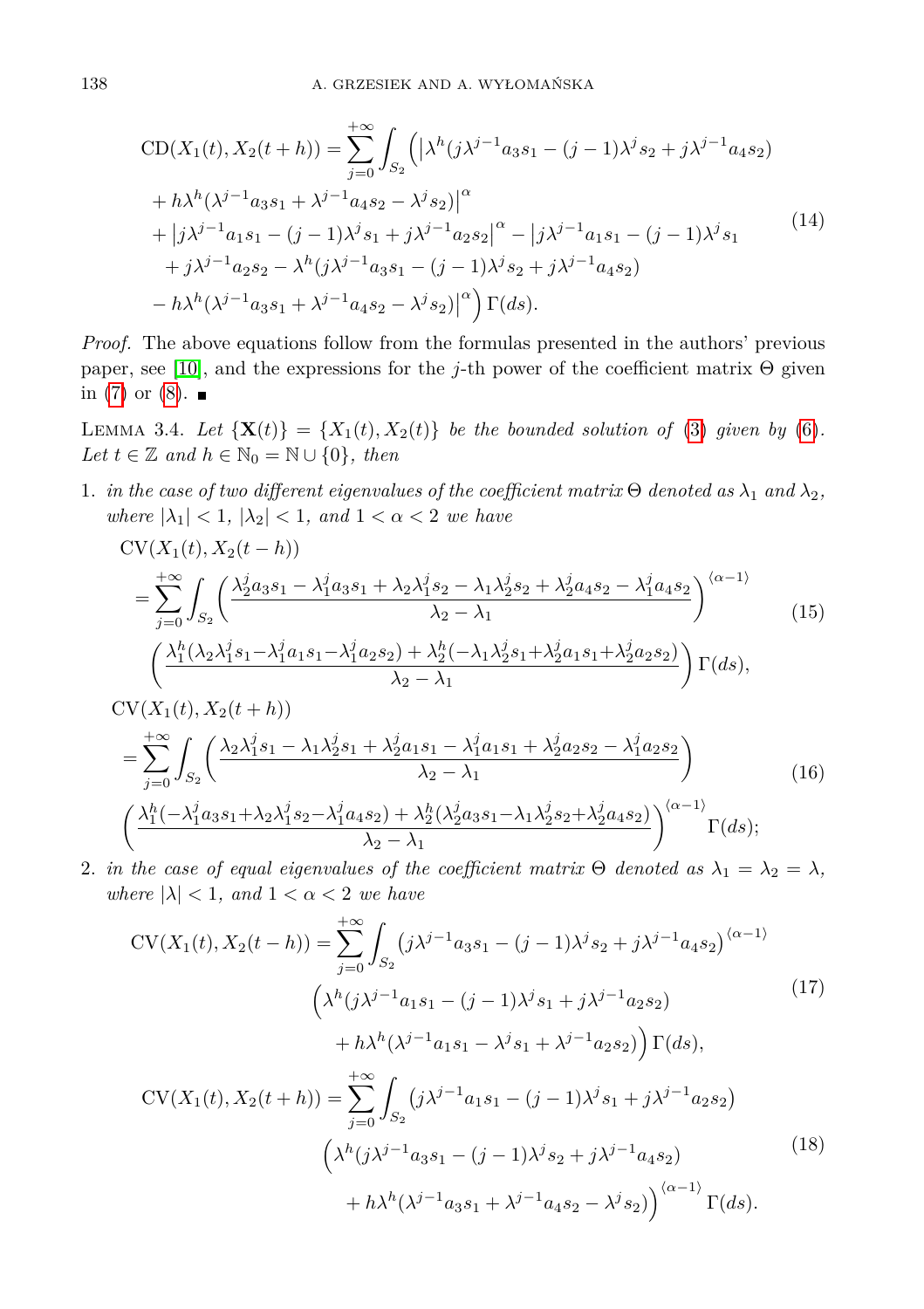$$
\begin{aligned}
\mathrm{CD}(X_1(t), X_2(t+h)) = \sum_{j=0}^{+\infty} \int_{S_2} \Big( & \big|\lambda^h (j\lambda^{j-1} a_3 s_1 - (j-1)\lambda^j s_2 + j\lambda^{j-1} a_4 s_2) \\
& + h\lambda^h (\lambda^{j-1} a_3 s_1 + \lambda^{j-1} a_4 s_2 - \lambda^j s_2)\big|^\alpha \\
& + \big| j\lambda^{j-1} a_1 s_1 - (j-1)\lambda^j s_1 + j\lambda^{j-1} a_2 s_2 \big|^\alpha - \big| j\lambda^{j-1} a_1 s_1 - (j-1)\lambda^j s_1 \\
& + j\lambda^{j-1} a_2 s_2 - \lambda^h (j\lambda^{j-1} a_3 s_1 - (j-1)\lambda^j s_2 + j\lambda^{j-1} a_4 s_2) \\
& - h\lambda^h (\lambda^{j-1} a_3 s_1 + \lambda^{j-1} a_4 s_2 - \lambda^j s_2)\big|^\alpha \Big) \Gamma(ds).
\end{aligned} \tag{14}
$$

*Proof.* The above equations follow from the formulas presented in the authors' previous paper, see [10], and the expressions for the $j$-th power of the coefficient matrix $\Theta$ given in (7) or (8). ∎

LEMMA 3.4. *Let $\{\mathbf{X}(t)\} = \{X_1(t), X_2(t)\}$ be the bounded solution of* (3) *given by* (6)*. Let $t \in \mathbb{Z}$ and $h \in \mathbb{N}_0 = \mathbb{N} \cup \{0\}$, then*

1. *in the case of two different eigenvalues of the coefficient matrix $\Theta$ denoted as $\lambda_1$ and $\lambda_2$, where $|\lambda_1| < 1$, $|\lambda_2| < 1$, and $1 < \alpha < 2$ we have*

$$
\begin{aligned}
&\mathrm{CV}(X_1(t), X_2(t-h)) \\
&= \sum_{j=0}^{+\infty} \int_{S_2} \left( \frac{\lambda_2^j a_3 s_1 - \lambda_1^j a_3 s_1 + \lambda_2 \lambda_1^j s_2 - \lambda_1 \lambda_2^j s_2 + \lambda_2^j a_4 s_2 - \lambda_1^j a_4 s_2}{\lambda_2 - \lambda_1} \right)^{\langle \alpha - 1 \rangle} \\
&\left( \frac{\lambda_1^h (\lambda_2 \lambda_1^j s_1 - \lambda_1^j a_1 s_1 - \lambda_1^j a_2 s_2) + \lambda_2^h (-\lambda_1 \lambda_2^j s_1 + \lambda_2^j a_1 s_1 + \lambda_2^j a_2 s_2)}{\lambda_2 - \lambda_1} \right) \Gamma(ds),
\end{aligned} \tag{15}
$$

$$
\begin{aligned}
&\mathrm{CV}(X_1(t), X_2(t+h)) \\
&= \sum_{j=0}^{+\infty} \int_{S_2} \left( \frac{\lambda_2 \lambda_1^j s_1 - \lambda_1 \lambda_2^j s_1 + \lambda_2^j a_1 s_1 - \lambda_1^j a_1 s_1 + \lambda_2^j a_2 s_2 - \lambda_1^j a_2 s_2}{\lambda_2 - \lambda_1} \right) \\
&\left( \frac{\lambda_1^h (-\lambda_1^j a_3 s_1 + \lambda_2 \lambda_1^j s_2 - \lambda_1^j a_4 s_2) + \lambda_2^h (\lambda_2^j a_3 s_1 - \lambda_1 \lambda_2^j s_2 + \lambda_2^j a_4 s_2)}{\lambda_2 - \lambda_1} \right)^{\langle \alpha - 1 \rangle} \Gamma(ds);
\end{aligned} \tag{16}
$$

2. *in the case of equal eigenvalues of the coefficient matrix $\Theta$ denoted as $\lambda_1 = \lambda_2 = \lambda$, where $|\lambda| < 1$, and $1 < \alpha < 2$ we have*

$$
\begin{aligned}
\mathrm{CV}(X_1(t), X_2(t-h)) = \sum_{j=0}^{+\infty} \int_{S_2} & \big( j\lambda^{j-1} a_3 s_1 - (j-1)\lambda^j s_2 + j\lambda^{j-1} a_4 s_2 \big)^{\langle \alpha - 1 \rangle} \\
& \Big( \lambda^h (j\lambda^{j-1} a_1 s_1 - (j-1)\lambda^j s_1 + j\lambda^{j-1} a_2 s_2) \\
& + h\lambda^h (\lambda^{j-1} a_1 s_1 - \lambda^j s_1 + \lambda^{j-1} a_2 s_2) \Big) \Gamma(ds),
\end{aligned} \tag{17}
$$

$$
\begin{aligned}
\mathrm{CV}(X_1(t), X_2(t+h)) = \sum_{j=0}^{+\infty} \int_{S_2} & \big( j\lambda^{j-1} a_1 s_1 - (j-1)\lambda^j s_1 + j\lambda^{j-1} a_2 s_2 \big) \\
& \Big( \lambda^h (j\lambda^{j-1} a_3 s_1 - (j-1)\lambda^j s_2 + j\lambda^{j-1} a_4 s_2) \\
& + h\lambda^h (\lambda^{j-1} a_3 s_1 + \lambda^{j-1} a_4 s_2 - \lambda^j s_2) \Big)^{\langle \alpha - 1 \rangle} \Gamma(ds).
\end{aligned} \tag{18}
$$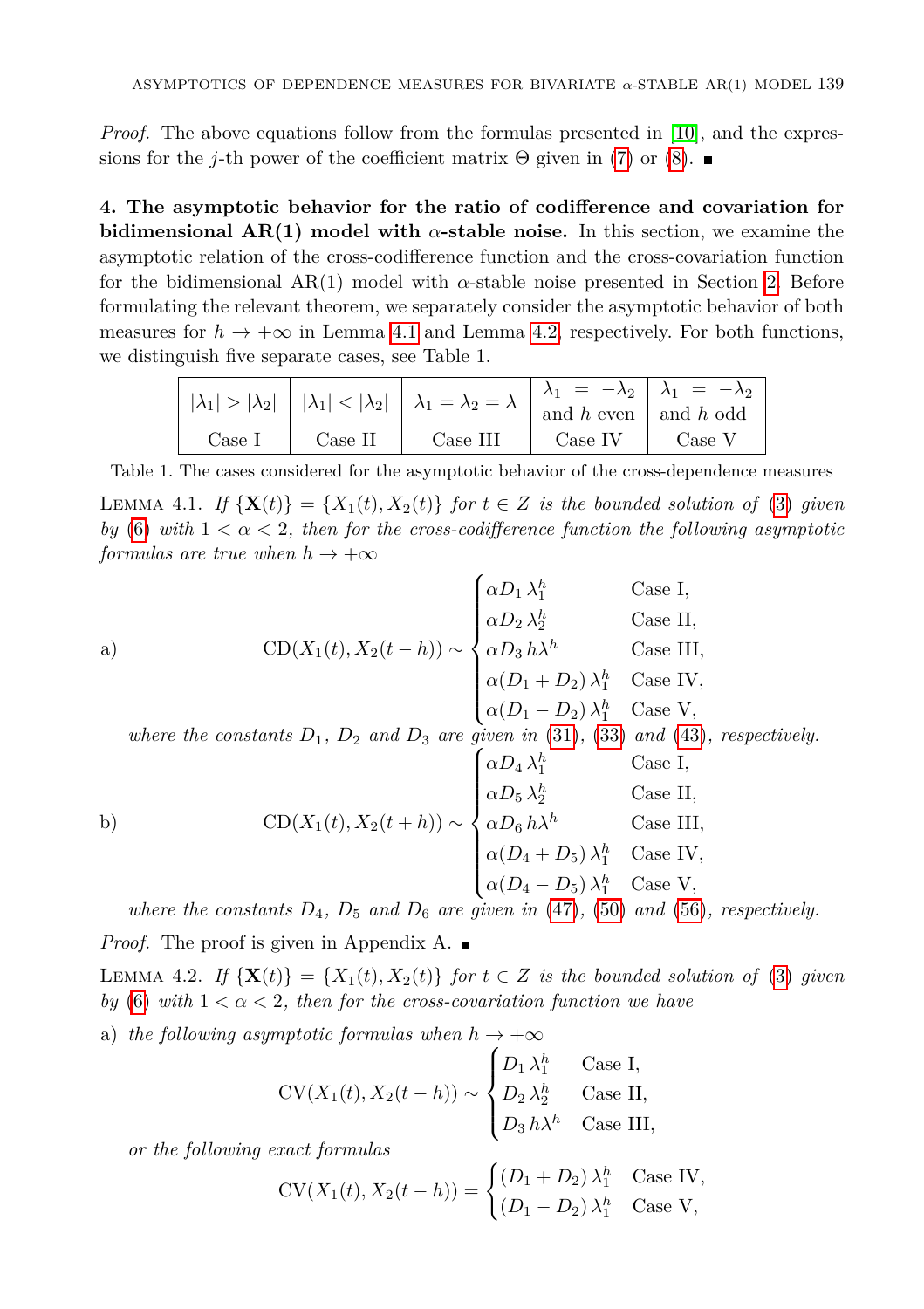*Proof.* The above equations follow from the formulas presented in [10], and the expressions for the $j$-th power of the coefficient matrix $\Theta$ given in (7) or (8). ■

**4. The asymptotic behavior for the ratio of codifference and covariation for bidimensional AR(1) model with $\alpha$-stable noise.** In this section, we examine the asymptotic relation of the cross-codifference function and the cross-covariation function for the bidimensional AR(1) model with $\alpha$-stable noise presented in Section 2. Before formulating the relevant theorem, we separately consider the asymptotic behavior of both measures for $h \to +\infty$ in Lemma 4.1 and Lemma 4.2, respectively. For both functions, we distinguish five separate cases, see Table 1.

| $\lvert\lambda_1\rvert > \lvert\lambda_2\rvert$ | $\lvert\lambda_1\rvert < \lvert\lambda_2\rvert$ | $\lambda_1 = \lambda_2 = \lambda$ | $\lambda_1 = -\lambda_2$ and $h$ even | $\lambda_1 = -\lambda_2$ and $h$ odd |
|---|---|---|---|---|
| Case I | Case II | Case III | Case IV | Case V |

Table 1. The cases considered for the asymptotic behavior of the cross-dependence measures

LEMMA 4.1. *If $\{\mathbf{X}(t)\} = \{X_1(t), X_2(t)\}$ for $t \in Z$ is the bounded solution of (3) given by (6) with $1 < \alpha < 2$, then for the cross-codifference function the following asymptotic formulas are true when $h \to +\infty$*

a)
$$\mathrm{CD}(X_1(t), X_2(t-h)) \sim \begin{cases} \alpha D_1\, \lambda_1^h & \text{Case I,} \\ \alpha D_2\, \lambda_2^h & \text{Case II,} \\ \alpha D_3\, h\lambda^h & \text{Case III,} \\ \alpha (D_1 + D_2)\, \lambda_1^h & \text{Case IV,} \\ \alpha (D_1 - D_2)\, \lambda_1^h & \text{Case V,} \end{cases}$$

*where the constants $D_1$, $D_2$ and $D_3$ are given in (31), (33) and (43), respectively.*

b)
$$\mathrm{CD}(X_1(t), X_2(t+h)) \sim \begin{cases} \alpha D_4\, \lambda_1^h & \text{Case I,} \\ \alpha D_5\, \lambda_2^h & \text{Case II,} \\ \alpha D_6\, h\lambda^h & \text{Case III,} \\ \alpha (D_4 + D_5)\, \lambda_1^h & \text{Case IV,} \\ \alpha (D_4 - D_5)\, \lambda_1^h & \text{Case V,} \end{cases}$$

*where the constants $D_4$, $D_5$ and $D_6$ are given in (47), (50) and (56), respectively.*

*Proof.* The proof is given in Appendix A. ■

LEMMA 4.2. *If $\{\mathbf{X}(t)\} = \{X_1(t), X_2(t)\}$ for $t \in Z$ is the bounded solution of (3) given by (6) with $1 < \alpha < 2$, then for the cross-covariation function we have*

a) *the following asymptotic formulas when $h \to +\infty$*

$$\mathrm{CV}(X_1(t), X_2(t-h)) \sim \begin{cases} D_1\, \lambda_1^h & \text{Case I,} \\ D_2\, \lambda_2^h & \text{Case II,} \\ D_3\, h\lambda^h & \text{Case III,} \end{cases}$$

*or the following exact formulas*

$$\mathrm{CV}(X_1(t), X_2(t-h)) = \begin{cases} (D_1 + D_2)\, \lambda_1^h & \text{Case IV,} \\ (D_1 - D_2)\, \lambda_1^h & \text{Case V,} \end{cases}$$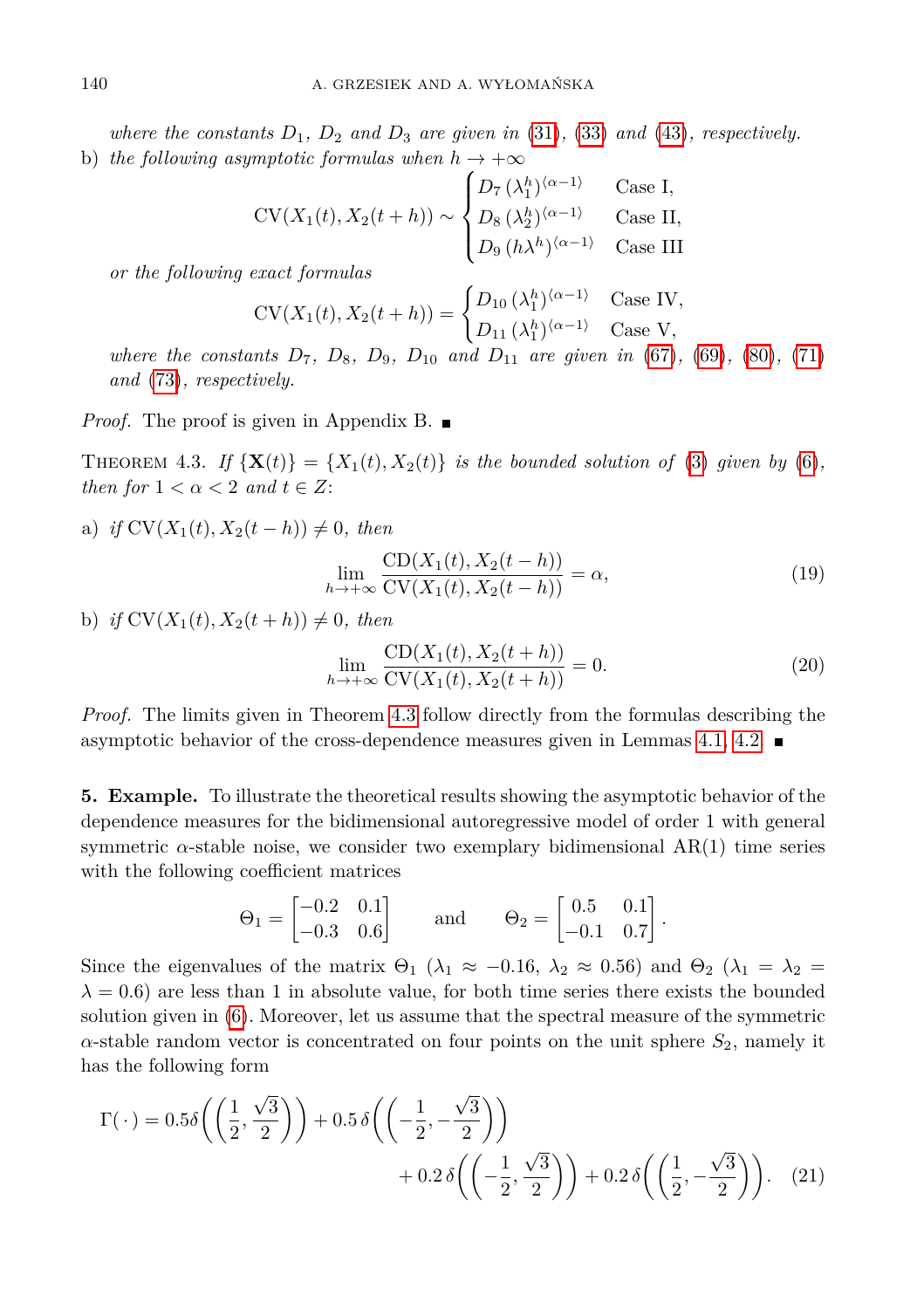*where the constants $D_1$, $D_2$ and $D_3$ are given in (31), (33) and (43), respectively.*

b) *the following asymptotic formulas when $h \to +\infty$*

$$\mathrm{CV}(X_1(t), X_2(t+h)) \sim \begin{cases} D_7\,(\lambda_1^h)^{\langle \alpha-1\rangle} & \text{Case I,} \\ D_8\,(\lambda_2^h)^{\langle \alpha-1\rangle} & \text{Case II,} \\ D_9\,(h\lambda^h)^{\langle \alpha-1\rangle} & \text{Case III} \end{cases}$$

*or the following exact formulas*

$$\mathrm{CV}(X_1(t), X_2(t+h)) = \begin{cases} D_{10}\,(\lambda_1^h)^{\langle \alpha-1\rangle} & \text{Case IV,} \\ D_{11}\,(\lambda_1^h)^{\langle \alpha-1\rangle} & \text{Case V,} \end{cases}$$

*where the constants $D_7$, $D_8$, $D_9$, $D_{10}$ and $D_{11}$ are given in (67), (69), (80), (71) and (73), respectively.*

*Proof.* The proof is given in Appendix B. ∎

Theorem 4.3. *If $\{\mathbf{X}(t)\} = \{X_1(t), X_2(t)\}$ is the bounded solution of (3) given by (6), then for $1 < \alpha < 2$ and $t \in Z$:*

a) *if $\mathrm{CV}(X_1(t), X_2(t-h)) \neq 0$, then*

$$\lim_{h\to+\infty} \frac{\mathrm{CD}(X_1(t), X_2(t-h))}{\mathrm{CV}(X_1(t), X_2(t-h))} = \alpha, \tag{19}$$

b) *if $\mathrm{CV}(X_1(t), X_2(t+h)) \neq 0$, then*

$$\lim_{h\to+\infty} \frac{\mathrm{CD}(X_1(t), X_2(t+h))}{\mathrm{CV}(X_1(t), X_2(t+h))} = 0. \tag{20}$$

*Proof.* The limits given in Theorem 4.3 follow directly from the formulas describing the asymptotic behavior of the cross-dependence measures given in Lemmas 4.1, 4.2. ∎

**5. Example.** To illustrate the theoretical results showing the asymptotic behavior of the dependence measures for the bidimensional autoregressive model of order 1 with general symmetric $\alpha$-stable noise, we consider two exemplary bidimensional AR(1) time series with the following coefficient matrices

$$\Theta_1 = \begin{bmatrix} -0.2 & 0.1 \\ -0.3 & 0.6 \end{bmatrix} \qquad \text{and} \qquad \Theta_2 = \begin{bmatrix} 0.5 & 0.1 \\ -0.1 & 0.7 \end{bmatrix}.$$

Since the eigenvalues of the matrix $\Theta_1$ ($\lambda_1 \approx -0.16$, $\lambda_2 \approx 0.56$) and $\Theta_2$ ($\lambda_1 = \lambda_2 = \lambda = 0.6$) are less than 1 in absolute value, for both time series there exists the bounded solution given in (6). Moreover, let us assume that the spectral measure of the symmetric $\alpha$-stable random vector is concentrated on four points on the unit sphere $S_2$, namely it has the following form

$$\Gamma(\,\cdot\,) = 0.5\delta\bigg(\bigg(\frac{1}{2}, \frac{\sqrt{3}}{2}\bigg)\bigg) + 0.5\,\delta\bigg(\bigg(-\frac{1}{2}, -\frac{\sqrt{3}}{2}\bigg)\bigg) + 0.2\,\delta\bigg(\bigg(-\frac{1}{2}, \frac{\sqrt{3}}{2}\bigg)\bigg) + 0.2\,\delta\bigg(\bigg(\frac{1}{2}, -\frac{\sqrt{3}}{2}\bigg)\bigg). \tag{21}$$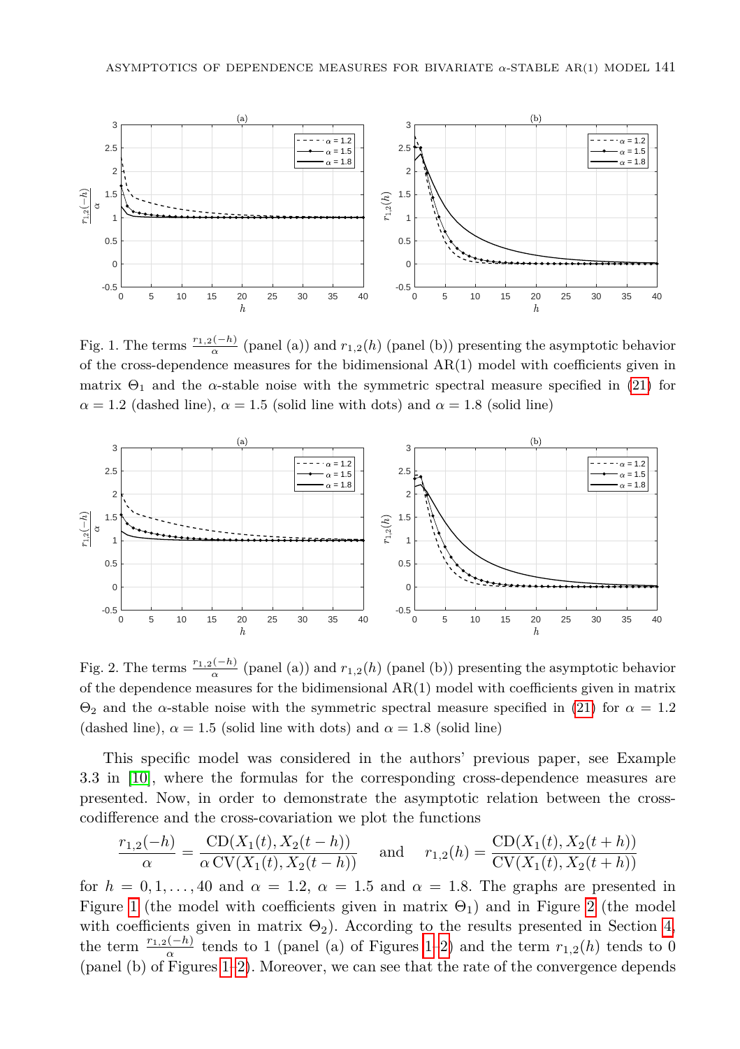Fig. 1. The terms $\frac{r_{1,2}(-h)}{\alpha}$ (panel (a)) and $r_{1,2}(h)$ (panel (b)) presenting the asymptotic behavior of the cross-dependence measures for the bidimensional AR(1) model with coefficients given in matrix $\Theta_1$ and the $\alpha$-stable noise with the symmetric spectral measure specified in (21) for $\alpha = 1.2$ (dashed line), $\alpha = 1.5$ (solid line with dots) and $\alpha = 1.8$ (solid line)

Fig. 2. The terms $\frac{r_{1,2}(-h)}{\alpha}$ (panel (a)) and $r_{1,2}(h)$ (panel (b)) presenting the asymptotic behavior of the dependence measures for the bidimensional AR(1) model with coefficients given in matrix $\Theta_2$ and the $\alpha$-stable noise with the symmetric spectral measure specified in (21) for $\alpha = 1.2$ (dashed line), $\alpha = 1.5$ (solid line with dots) and $\alpha = 1.8$ (solid line)

This specific model was considered in the authors' previous paper, see Example 3.3 in [10], where the formulas for the corresponding cross-dependence measures are presented. Now, in order to demonstrate the asymptotic relation between the cross-codifference and the cross-covariation we plot the functions

$$\frac{r_{1,2}(-h)}{\alpha} = \frac{\mathrm{CD}(X_1(t), X_2(t-h))}{\alpha\,\mathrm{CV}(X_1(t), X_2(t-h))} \quad \text{and} \quad r_{1,2}(h) = \frac{\mathrm{CD}(X_1(t), X_2(t+h))}{\mathrm{CV}(X_1(t), X_2(t+h))}$$

for $h = 0, 1, \ldots, 40$ and $\alpha = 1.2$, $\alpha = 1.5$ and $\alpha = 1.8$. The graphs are presented in Figure 1 (the model with coefficients given in matrix $\Theta_1$) and in Figure 2 (the model with coefficients given in matrix $\Theta_2$). According to the results presented in Section 4, the term $\frac{r_{1,2}(-h)}{\alpha}$ tends to 1 (panel (a) of Figures 1–2) and the term $r_{1,2}(h)$ tends to 0 (panel (b) of Figures 1–2). Moreover, we can see that the rate of the convergence depends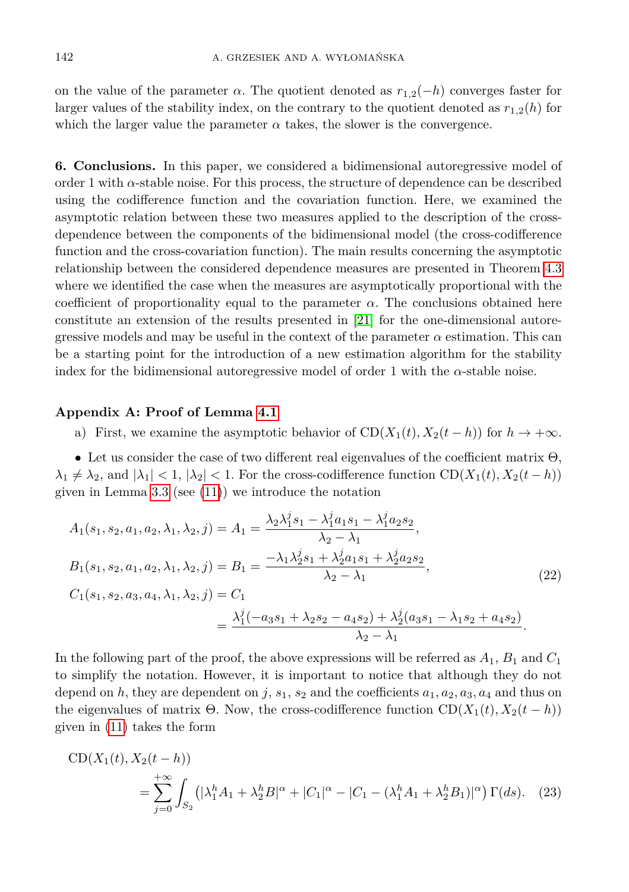on the value of the parameter $\alpha$. The quotient denoted as $r_{1,2}(-h)$ converges faster for larger values of the stability index, on the contrary to the quotient denoted as $r_{1,2}(h)$ for which the larger value the parameter $\alpha$ takes, the slower is the convergence.

**6. Conclusions.** In this paper, we considered a bidimensional autoregressive model of order 1 with $\alpha$-stable noise. For this process, the structure of dependence can be described using the codifference function and the covariation function. Here, we examined the asymptotic relation between these two measures applied to the description of the cross-dependence between the components of the bidimensional model (the cross-codifference function and the cross-covariation function). The main results concerning the asymptotic relationship between the considered dependence measures are presented in Theorem 4.3 where we identified the case when the measures are asymptotically proportional with the coefficient of proportionality equal to the parameter $\alpha$. The conclusions obtained here constitute an extension of the results presented in [21] for the one-dimensional autoregressive models and may be useful in the context of the parameter $\alpha$ estimation. This can be a starting point for the introduction of a new estimation algorithm for the stability index for the bidimensional autoregressive model of order 1 with the $\alpha$-stable noise.

## Appendix A: Proof of Lemma 4.1

a) First, we examine the asymptotic behavior of $\mathrm{CD}(X_1(t), X_2(t-h))$ for $h \to +\infty$.

• Let us consider the case of two different real eigenvalues of the coefficient matrix $\Theta$, $\lambda_1 \neq \lambda_2$, and $|\lambda_1| < 1$, $|\lambda_2| < 1$. For the cross-codifference function $\mathrm{CD}(X_1(t), X_2(t-h))$ given in Lemma 3.3 (see (11)) we introduce the notation

$$
\begin{aligned}
A_1(s_1, s_2, a_1, a_2, \lambda_1, \lambda_2, j) &= A_1 = \frac{\lambda_2 \lambda_1^j s_1 - \lambda_1^j a_1 s_1 - \lambda_1^j a_2 s_2}{\lambda_2 - \lambda_1}, \\
B_1(s_1, s_2, a_1, a_2, \lambda_1, \lambda_2, j) &= B_1 = \frac{-\lambda_1 \lambda_2^j s_1 + \lambda_2^j a_1 s_1 + \lambda_2^j a_2 s_2}{\lambda_2 - \lambda_1}, \\
C_1(s_1, s_2, a_3, a_4, \lambda_1, \lambda_2, j) &= C_1 \\
&= \frac{\lambda_1^j(-a_3 s_1 + \lambda_2 s_2 - a_4 s_2) + \lambda_2^j(a_3 s_1 - \lambda_1 s_2 + a_4 s_2)}{\lambda_2 - \lambda_1}.
\end{aligned}
\tag{22}
$$

In the following part of the proof, the above expressions will be referred as $A_1$, $B_1$ and $C_1$ to simplify the notation. However, it is important to notice that although they do not depend on $h$, they are dependent on $j$, $s_1$, $s_2$ and the coefficients $a_1, a_2, a_3, a_4$ and thus on the eigenvalues of matrix $\Theta$. Now, the cross-codifference function $\mathrm{CD}(X_1(t), X_2(t-h))$ given in (11) takes the form

$$
\begin{aligned}
&\mathrm{CD}(X_1(t), X_2(t-h)) \\
&\quad = \sum_{j=0}^{+\infty} \int_{S_2} \left( |\lambda_1^h A_1 + \lambda_2^h B|^\alpha + |C_1|^\alpha - |C_1 - (\lambda_1^h A_1 + \lambda_2^h B_1)|^\alpha \right) \Gamma(ds).
\end{aligned}
\tag{23}
$$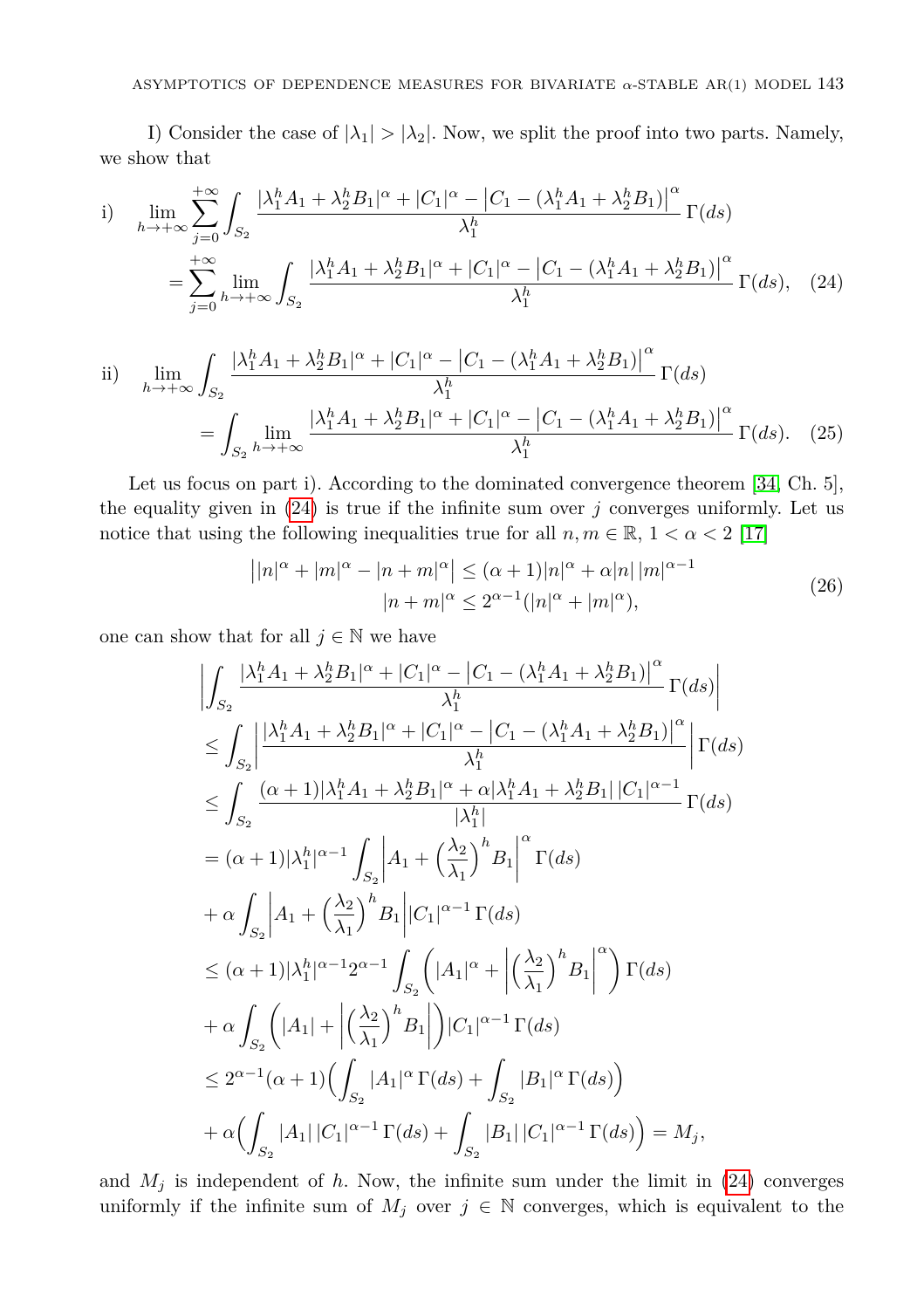I) Consider the case of $|\lambda_1| > |\lambda_2|$. Now, we split the proof into two parts. Namely, we show that

$$
\text{i)} \quad \lim_{h\to+\infty} \sum_{j=0}^{+\infty} \int_{S_2} \frac{|\lambda_1^h A_1 + \lambda_2^h B_1|^\alpha + |C_1|^\alpha - \left|C_1 - (\lambda_1^h A_1 + \lambda_2^h B_1)\right|^\alpha}{\lambda_1^h} \Gamma(ds)
$$
$$
= \sum_{j=0}^{+\infty} \lim_{h\to+\infty} \int_{S_2} \frac{|\lambda_1^h A_1 + \lambda_2^h B_1|^\alpha + |C_1|^\alpha - \left|C_1 - (\lambda_1^h A_1 + \lambda_2^h B_1)\right|^\alpha}{\lambda_1^h} \Gamma(ds), \quad (24)
$$

$$
\text{ii)} \quad \lim_{h\to+\infty} \int_{S_2} \frac{|\lambda_1^h A_1 + \lambda_2^h B_1|^\alpha + |C_1|^\alpha - \left|C_1 - (\lambda_1^h A_1 + \lambda_2^h B_1)\right|^\alpha}{\lambda_1^h} \Gamma(ds)
$$
$$
= \int_{S_2} \lim_{h\to+\infty} \frac{|\lambda_1^h A_1 + \lambda_2^h B_1|^\alpha + |C_1|^\alpha - \left|C_1 - (\lambda_1^h A_1 + \lambda_2^h B_1)\right|^\alpha}{\lambda_1^h} \Gamma(ds). \quad (25)
$$

Let us focus on part i). According to the dominated convergence theorem [34, Ch. 5], the equality given in (24) is true if the infinite sum over $j$ converges uniformly. Let us notice that using the following inequalities true for all $n, m \in \mathbb{R}$, $1 < \alpha < 2$ [17]

$$
\begin{aligned}
\big||n|^\alpha + |m|^\alpha - |n+m|^\alpha\big| &\le (\alpha+1)|n|^\alpha + \alpha|n|\,|m|^{\alpha-1} \\
|n+m|^\alpha &\le 2^{\alpha-1}(|n|^\alpha + |m|^\alpha),
\end{aligned} \quad (26)
$$

one can show that for all $j \in \mathbb{N}$ we have

$$
\begin{aligned}
&\left|\int_{S_2} \frac{|\lambda_1^h A_1 + \lambda_2^h B_1|^\alpha + |C_1|^\alpha - \left|C_1 - (\lambda_1^h A_1 + \lambda_2^h B_1)\right|^\alpha}{\lambda_1^h} \Gamma(ds)\right| \\
&\le \int_{S_2} \left|\frac{|\lambda_1^h A_1 + \lambda_2^h B_1|^\alpha + |C_1|^\alpha - \left|C_1 - (\lambda_1^h A_1 + \lambda_2^h B_1)\right|^\alpha}{\lambda_1^h}\right| \Gamma(ds) \\
&\le \int_{S_2} \frac{(\alpha+1)|\lambda_1^h A_1 + \lambda_2^h B_1|^\alpha + \alpha|\lambda_1^h A_1 + \lambda_2^h B_1|\,|C_1|^{\alpha-1}}{|\lambda_1^h|} \Gamma(ds) \\
&= (\alpha+1)|\lambda_1^h|^{\alpha-1} \int_{S_2} \left|A_1 + \Big(\frac{\lambda_2}{\lambda_1}\Big)^h B_1\right|^\alpha \Gamma(ds) \\
&+ \alpha \int_{S_2} \left|A_1 + \Big(\frac{\lambda_2}{\lambda_1}\Big)^h B_1\right| |C_1|^{\alpha-1} \Gamma(ds) \\
&\le (\alpha+1)|\lambda_1^h|^{\alpha-1} 2^{\alpha-1} \int_{S_2} \left(|A_1|^\alpha + \left|\Big(\frac{\lambda_2}{\lambda_1}\Big)^h B_1\right|^\alpha\right) \Gamma(ds) \\
&+ \alpha \int_{S_2} \left(|A_1| + \left|\Big(\frac{\lambda_2}{\lambda_1}\Big)^h B_1\right|\right) |C_1|^{\alpha-1} \Gamma(ds) \\
&\le 2^{\alpha-1}(\alpha+1)\Big(\int_{S_2} |A_1|^\alpha \Gamma(ds) + \int_{S_2} |B_1|^\alpha \Gamma(ds)\Big) \\
&+ \alpha\Big(\int_{S_2} |A_1|\,|C_1|^{\alpha-1} \Gamma(ds) + \int_{S_2} |B_1|\,|C_1|^{\alpha-1} \Gamma(ds)\Big) = M_j,
\end{aligned}
$$

and $M_j$ is independent of $h$. Now, the infinite sum under the limit in (24) converges uniformly if the infinite sum of $M_j$ over $j \in \mathbb{N}$ converges, which is equivalent to the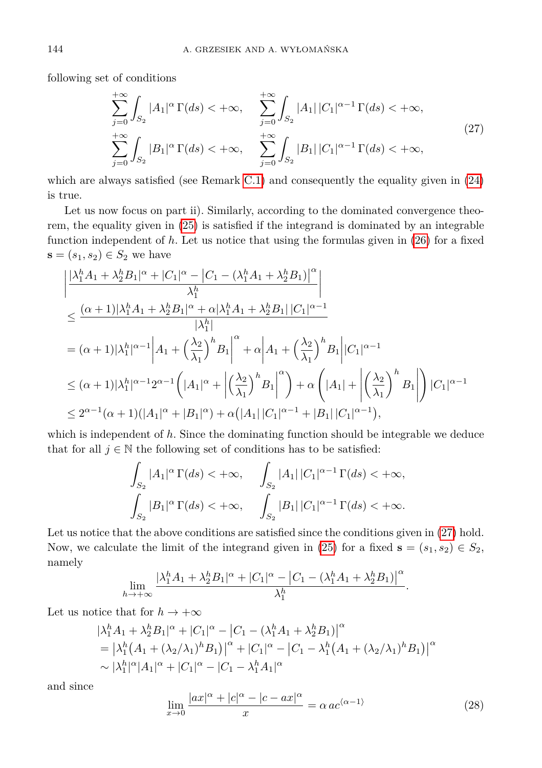following set of conditions

$$\sum_{j=0}^{+\infty}\int_{S_2}|A_1|^\alpha\,\Gamma(ds)<+\infty,\quad \sum_{j=0}^{+\infty}\int_{S_2}|A_1|\,|C_1|^{\alpha-1}\,\Gamma(ds)<+\infty,$$
$$\sum_{j=0}^{+\infty}\int_{S_2}|B_1|^\alpha\,\Gamma(ds)<+\infty,\quad \sum_{j=0}^{+\infty}\int_{S_2}|B_1|\,|C_1|^{\alpha-1}\,\Gamma(ds)<+\infty, \tag{27}$$

which are always satisfied (see Remark C.1) and consequently the equality given in (24) is true.

Let us now focus on part ii). Similarly, according to the dominated convergence theorem, the equality given in (25) is satisfied if the integrand is dominated by an integrable function independent of $h$. Let us notice that using the formulas given in (26) for a fixed $\mathbf{s}=(s_1,s_2)\in S_2$ we have

$$\begin{aligned}
&\left|\frac{|\lambda_1^hA_1+\lambda_2^hB_1|^\alpha+|C_1|^\alpha-\left|C_1-(\lambda_1^hA_1+\lambda_2^hB_1)\right|^\alpha}{\lambda_1^h}\right|\\
&\le\frac{(\alpha+1)|\lambda_1^hA_1+\lambda_2^hB_1|^\alpha+\alpha|\lambda_1^hA_1+\lambda_2^hB_1|\,|C_1|^{\alpha-1}}{|\lambda_1^h|}\\
&=(\alpha+1)|\lambda_1^h|^{\alpha-1}\left|A_1+\Big(\frac{\lambda_2}{\lambda_1}\Big)^hB_1\right|^\alpha+\alpha\left|A_1+\Big(\frac{\lambda_2}{\lambda_1}\Big)^hB_1\right||C_1|^{\alpha-1}\\
&\le(\alpha+1)|\lambda_1^h|^{\alpha-1}2^{\alpha-1}\left(|A_1|^\alpha+\left|\Big(\frac{\lambda_2}{\lambda_1}\Big)^hB_1\right|^\alpha\right)+\alpha\left(|A_1|+\left|\Big(\frac{\lambda_2}{\lambda_1}\Big)^hB_1\right|\right)|C_1|^{\alpha-1}\\
&\le 2^{\alpha-1}(\alpha+1)(|A_1|^\alpha+|B_1|^\alpha)+\alpha\big(|A_1|\,|C_1|^{\alpha-1}+|B_1|\,|C_1|^{\alpha-1}\big),
\end{aligned}$$

which is independent of $h$. Since the dominating function should be integrable we deduce that for all $j\in\mathbb{N}$ the following set of conditions has to be satisfied:

$$\int_{S_2}|A_1|^\alpha\,\Gamma(ds)<+\infty,\quad \int_{S_2}|A_1|\,|C_1|^{\alpha-1}\,\Gamma(ds)<+\infty,$$
$$\int_{S_2}|B_1|^\alpha\,\Gamma(ds)<+\infty,\quad \int_{S_2}|B_1|\,|C_1|^{\alpha-1}\,\Gamma(ds)<+\infty.$$

Let us notice that the above conditions are satisfied since the conditions given in (27) hold. Now, we calculate the limit of the integrand given in (25) for a fixed $\mathbf{s}=(s_1,s_2)\in S_2$, namely

$$\lim_{h\to+\infty}\frac{|\lambda_1^hA_1+\lambda_2^hB_1|^\alpha+|C_1|^\alpha-\left|C_1-(\lambda_1^hA_1+\lambda_2^hB_1)\right|^\alpha}{\lambda_1^h}.$$

Let us notice that for $h\to+\infty$

$$\begin{aligned}
&|\lambda_1^hA_1+\lambda_2^hB_1|^\alpha+|C_1|^\alpha-\left|C_1-(\lambda_1^hA_1+\lambda_2^hB_1)\right|^\alpha\\
&=\left|\lambda_1^h\big(A_1+(\lambda_2/\lambda_1)^hB_1\big)\right|^\alpha+|C_1|^\alpha-\left|C_1-\lambda_1^h\big(A_1+(\lambda_2/\lambda_1)^hB_1\big)\right|^\alpha\\
&\sim|\lambda_1^h|^\alpha|A_1|^\alpha+|C_1|^\alpha-|C_1-\lambda_1^hA_1|^\alpha
\end{aligned}$$

and since

$$\lim_{x\to0}\frac{|ax|^\alpha+|c|^\alpha-|c-ax|^\alpha}{x}=\alpha\,ac^{\langle\alpha-1\rangle} \tag{28}$$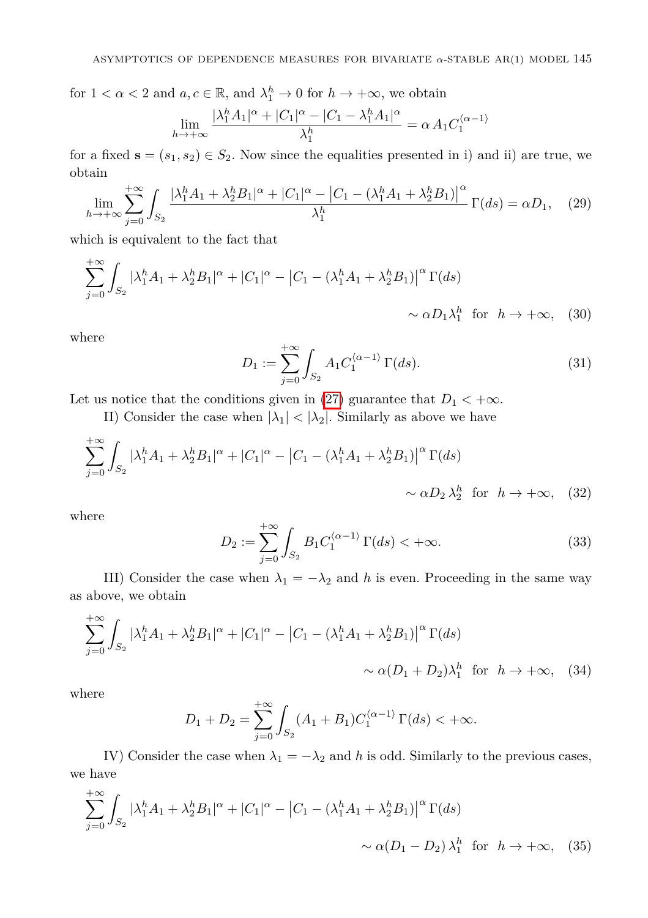for $1 < \alpha < 2$ and $a, c \in \mathbb{R}$, and $\lambda_1^h \to 0$ for $h \to +\infty$, we obtain

$$\lim_{h \to +\infty} \frac{|\lambda_1^h A_1|^\alpha + |C_1|^\alpha - |C_1 - \lambda_1^h A_1|^\alpha}{\lambda_1^h} = \alpha\, A_1 C_1^{\langle \alpha - 1 \rangle}$$

for a fixed $\mathbf{s} = (s_1, s_2) \in S_2$. Now since the equalities presented in i) and ii) are true, we obtain

$$\lim_{h \to +\infty} \sum_{j=0}^{+\infty} \int_{S_2} \frac{|\lambda_1^h A_1 + \lambda_2^h B_1|^\alpha + |C_1|^\alpha - \left|C_1 - (\lambda_1^h A_1 + \lambda_2^h B_1)\right|^\alpha}{\lambda_1^h} \, \Gamma(ds) = \alpha D_1, \tag{29}$$

which is equivalent to the fact that

$$\sum_{j=0}^{+\infty} \int_{S_2} |\lambda_1^h A_1 + \lambda_2^h B_1|^\alpha + |C_1|^\alpha - \left|C_1 - (\lambda_1^h A_1 + \lambda_2^h B_1)\right|^\alpha \Gamma(ds) \sim \alpha D_1 \lambda_1^h \quad \text{for} \quad h \to +\infty, \tag{30}$$

where

$$D_1 := \sum_{j=0}^{+\infty} \int_{S_2} A_1 C_1^{\langle \alpha - 1 \rangle} \, \Gamma(ds). \tag{31}$$

Let us notice that the conditions given in (27) guarantee that $D_1 < +\infty$.

II) Consider the case when $|\lambda_1| < |\lambda_2|$. Similarly as above we have

$$\sum_{j=0}^{+\infty} \int_{S_2} |\lambda_1^h A_1 + \lambda_2^h B_1|^\alpha + |C_1|^\alpha - \left|C_1 - (\lambda_1^h A_1 + \lambda_2^h B_1)\right|^\alpha \Gamma(ds) \sim \alpha D_2\, \lambda_2^h \quad \text{for} \quad h \to +\infty, \tag{32}$$

where

$$D_2 := \sum_{j=0}^{+\infty} \int_{S_2} B_1 C_1^{\langle \alpha - 1 \rangle} \, \Gamma(ds) < +\infty. \tag{33}$$

III) Consider the case when $\lambda_1 = -\lambda_2$ and $h$ is even. Proceeding in the same way as above, we obtain

$$\sum_{j=0}^{+\infty} \int_{S_2} |\lambda_1^h A_1 + \lambda_2^h B_1|^\alpha + |C_1|^\alpha - \left|C_1 - (\lambda_1^h A_1 + \lambda_2^h B_1)\right|^\alpha \Gamma(ds) \sim \alpha (D_1 + D_2) \lambda_1^h \quad \text{for} \quad h \to +\infty, \tag{34}$$

where

$$D_1 + D_2 = \sum_{j=0}^{+\infty} \int_{S_2} (A_1 + B_1) C_1^{\langle \alpha - 1 \rangle} \, \Gamma(ds) < +\infty.$$

IV) Consider the case when $\lambda_1 = -\lambda_2$ and $h$ is odd. Similarly to the previous cases, we have

$$\sum_{j=0}^{+\infty} \int_{S_2} |\lambda_1^h A_1 + \lambda_2^h B_1|^\alpha + |C_1|^\alpha - \left|C_1 - (\lambda_1^h A_1 + \lambda_2^h B_1)\right|^\alpha \Gamma(ds) \sim \alpha (D_1 - D_2)\, \lambda_1^h \quad \text{for} \quad h \to +\infty, \tag{35}$$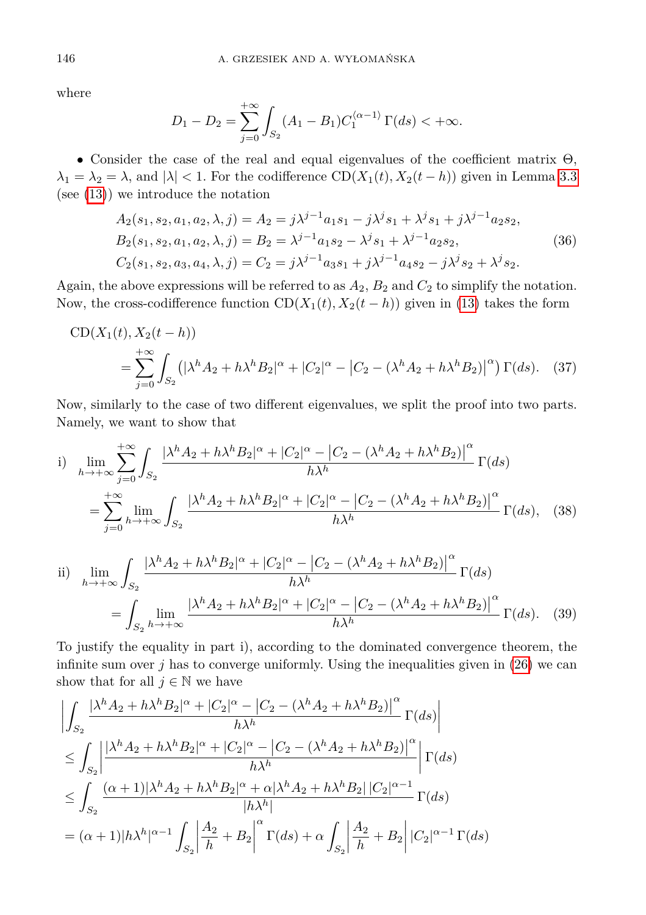where

$$D_1 - D_2 = \sum_{j=0}^{+\infty} \int_{S_2} (A_1 - B_1) C_1^{\langle \alpha-1 \rangle} \, \Gamma(ds) < +\infty.$$

- Consider the case of the real and equal eigenvalues of the coefficient matrix $\Theta$, $\lambda_1 = \lambda_2 = \lambda$, and $|\lambda| < 1$. For the codifference $\mathrm{CD}(X_1(t), X_2(t-h))$ given in Lemma 3.3 (see (13)) we introduce the notation

$$\begin{aligned}
A_2(s_1, s_2, a_1, a_2, \lambda, j) &= A_2 = j\lambda^{j-1} a_1 s_1 - j\lambda^j s_1 + \lambda^j s_1 + j\lambda^{j-1} a_2 s_2, \\
B_2(s_1, s_2, a_1, a_2, \lambda, j) &= B_2 = \lambda^{j-1} a_1 s_2 - \lambda^j s_1 + \lambda^{j-1} a_2 s_2, \\
C_2(s_1, s_2, a_3, a_4, \lambda, j) &= C_2 = j\lambda^{j-1} a_3 s_1 + j\lambda^{j-1} a_4 s_2 - j\lambda^j s_2 + \lambda^j s_2.
\end{aligned} \tag{36}$$

Again, the above expressions will be referred to as $A_2$, $B_2$ and $C_2$ to simplify the notation. Now, the cross-codifference function $\mathrm{CD}(X_1(t), X_2(t-h))$ given in (13) takes the form

$$\begin{aligned}
&\mathrm{CD}(X_1(t), X_2(t-h)) \\
&\quad = \sum_{j=0}^{+\infty} \int_{S_2} \left( |\lambda^h A_2 + h\lambda^h B_2|^\alpha + |C_2|^\alpha - \left| C_2 - (\lambda^h A_2 + h\lambda^h B_2) \right|^\alpha \right) \Gamma(ds).
\end{aligned} \tag{37}$$

Now, similarly to the case of two different eigenvalues, we split the proof into two parts. Namely, we want to show that

$$\begin{aligned}
\text{i)} \quad &\lim_{h\to+\infty} \sum_{j=0}^{+\infty} \int_{S_2} \frac{|\lambda^h A_2 + h\lambda^h B_2|^\alpha + |C_2|^\alpha - \left| C_2 - (\lambda^h A_2 + h\lambda^h B_2) \right|^\alpha}{h\lambda^h} \, \Gamma(ds) \\
&= \sum_{j=0}^{+\infty} \lim_{h\to+\infty} \int_{S_2} \frac{|\lambda^h A_2 + h\lambda^h B_2|^\alpha + |C_2|^\alpha - \left| C_2 - (\lambda^h A_2 + h\lambda^h B_2) \right|^\alpha}{h\lambda^h} \, \Gamma(ds),
\end{aligned} \tag{38}$$

$$\begin{aligned}
\text{ii)} \quad &\lim_{h\to+\infty} \int_{S_2} \frac{|\lambda^h A_2 + h\lambda^h B_2|^\alpha + |C_2|^\alpha - \left| C_2 - (\lambda^h A_2 + h\lambda^h B_2) \right|^\alpha}{h\lambda^h} \, \Gamma(ds) \\
&= \int_{S_2} \lim_{h\to+\infty} \frac{|\lambda^h A_2 + h\lambda^h B_2|^\alpha + |C_2|^\alpha - \left| C_2 - (\lambda^h A_2 + h\lambda^h B_2) \right|^\alpha}{h\lambda^h} \, \Gamma(ds).
\end{aligned} \tag{39}$$

To justify the equality in part i), according to the dominated convergence theorem, the infinite sum over $j$ has to converge uniformly. Using the inequalities given in (26) we can show that for all $j \in \mathbb{N}$ we have

$$\begin{aligned}
&\left| \int_{S_2} \frac{|\lambda^h A_2 + h\lambda^h B_2|^\alpha + |C_2|^\alpha - \left| C_2 - (\lambda^h A_2 + h\lambda^h B_2) \right|^\alpha}{h\lambda^h} \, \Gamma(ds) \right| \\
&\leq \int_{S_2} \left| \frac{|\lambda^h A_2 + h\lambda^h B_2|^\alpha + |C_2|^\alpha - \left| C_2 - (\lambda^h A_2 + h\lambda^h B_2) \right|^\alpha}{h\lambda^h} \right| \Gamma(ds) \\
&\leq \int_{S_2} \frac{(\alpha+1)|\lambda^h A_2 + h\lambda^h B_2|^\alpha + \alpha |\lambda^h A_2 + h\lambda^h B_2| \, |C_2|^{\alpha-1}}{|h\lambda^h|} \, \Gamma(ds) \\
&= (\alpha+1)|h\lambda^h|^{\alpha-1} \int_{S_2} \left| \frac{A_2}{h} + B_2 \right|^\alpha \Gamma(ds) + \alpha \int_{S_2} \left| \frac{A_2}{h} + B_2 \right| |C_2|^{\alpha-1} \, \Gamma(ds)
\end{aligned}$$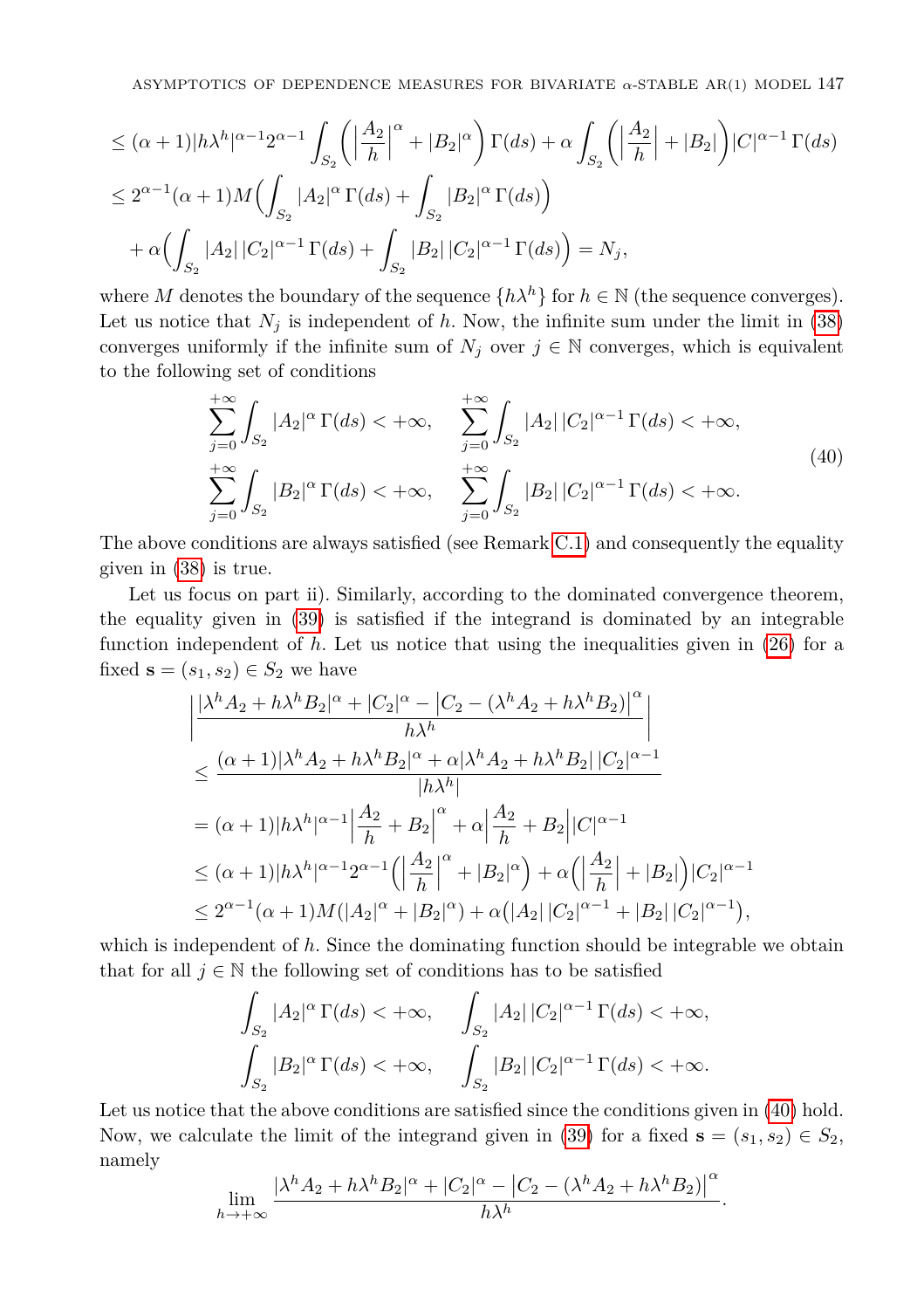$$
\begin{aligned}
&\leq (\alpha+1)|h\lambda^h|^{\alpha-1}2^{\alpha-1}\int_{S_2}\Big(\Big|\frac{A_2}{h}\Big|^{\alpha}+|B_2|^{\alpha}\Big)\,\Gamma(ds)+\alpha\int_{S_2}\Big(\Big|\frac{A_2}{h}\Big|+|B_2|\Big)|C|^{\alpha-1}\,\Gamma(ds)\\
&\leq 2^{\alpha-1}(\alpha+1)M\Big(\int_{S_2}|A_2|^{\alpha}\,\Gamma(ds)+\int_{S_2}|B_2|^{\alpha}\,\Gamma(ds)\Big)\\
&\quad+\alpha\Big(\int_{S_2}|A_2|\,|C_2|^{\alpha-1}\,\Gamma(ds)+\int_{S_2}|B_2|\,|C_2|^{\alpha-1}\,\Gamma(ds)\Big)=N_j,
\end{aligned}
$$

where $M$ denotes the boundary of the sequence $\{h\lambda^h\}$ for $h\in\mathbb{N}$ (the sequence converges). Let us notice that $N_j$ is independent of $h$. Now, the infinite sum under the limit in (38) converges uniformly if the infinite sum of $N_j$ over $j\in\mathbb{N}$ converges, which is equivalent to the following set of conditions

$$
\begin{aligned}
&\sum_{j=0}^{+\infty}\int_{S_2}|A_2|^{\alpha}\,\Gamma(ds)<+\infty, \qquad \sum_{j=0}^{+\infty}\int_{S_2}|A_2|\,|C_2|^{\alpha-1}\,\Gamma(ds)<+\infty,\\
&\sum_{j=0}^{+\infty}\int_{S_2}|B_2|^{\alpha}\,\Gamma(ds)<+\infty, \qquad \sum_{j=0}^{+\infty}\int_{S_2}|B_2|\,|C_2|^{\alpha-1}\,\Gamma(ds)<+\infty.
\end{aligned}
\tag{40}
$$

The above conditions are always satisfied (see Remark C.1) and consequently the equality given in (38) is true.

Let us focus on part ii). Similarly, according to the dominated convergence theorem, the equality given in (39) is satisfied if the integrand is dominated by an integrable function independent of $h$. Let us notice that using the inequalities given in (26) for a fixed $\mathbf{s}=(s_1,s_2)\in S_2$ we have

$$
\begin{aligned}
&\left|\frac{|\lambda^h A_2+h\lambda^h B_2|^{\alpha}+|C_2|^{\alpha}-\big|C_2-(\lambda^h A_2+h\lambda^h B_2)\big|^{\alpha}}{h\lambda^h}\right|\\
&\leq \frac{(\alpha+1)|\lambda^h A_2+h\lambda^h B_2|^{\alpha}+\alpha|\lambda^h A_2+h\lambda^h B_2|\,|C_2|^{\alpha-1}}{|h\lambda^h|}\\
&=(\alpha+1)|h\lambda^h|^{\alpha-1}\Big|\frac{A_2}{h}+B_2\Big|^{\alpha}+\alpha\Big|\frac{A_2}{h}+B_2\Big||C|^{\alpha-1}\\
&\leq(\alpha+1)|h\lambda^h|^{\alpha-1}2^{\alpha-1}\Big(\Big|\frac{A_2}{h}\Big|^{\alpha}+|B_2|^{\alpha}\Big)+\alpha\Big(\Big|\frac{A_2}{h}\Big|+|B_2|\Big)|C_2|^{\alpha-1}\\
&\leq 2^{\alpha-1}(\alpha+1)M(|A_2|^{\alpha}+|B_2|^{\alpha})+\alpha\big(|A_2|\,|C_2|^{\alpha-1}+|B_2|\,|C_2|^{\alpha-1}\big),
\end{aligned}
$$

which is independent of $h$. Since the dominating function should be integrable we obtain that for all $j\in\mathbb{N}$ the following set of conditions has to be satisfied

$$
\begin{aligned}
&\int_{S_2}|A_2|^{\alpha}\,\Gamma(ds)<+\infty, \qquad \int_{S_2}|A_2|\,|C_2|^{\alpha-1}\,\Gamma(ds)<+\infty,\\
&\int_{S_2}|B_2|^{\alpha}\,\Gamma(ds)<+\infty, \qquad \int_{S_2}|B_2|\,|C_2|^{\alpha-1}\,\Gamma(ds)<+\infty.
\end{aligned}
$$

Let us notice that the above conditions are satisfied since the conditions given in (40) hold. Now, we calculate the limit of the integrand given in (39) for a fixed $\mathbf{s}=(s_1,s_2)\in S_2$, namely

$$
\lim_{h\to+\infty}\frac{|\lambda^h A_2+h\lambda^h B_2|^{\alpha}+|C_2|^{\alpha}-\big|C_2-(\lambda^h A_2+h\lambda^h B_2)\big|^{\alpha}}{h\lambda^h}.
$$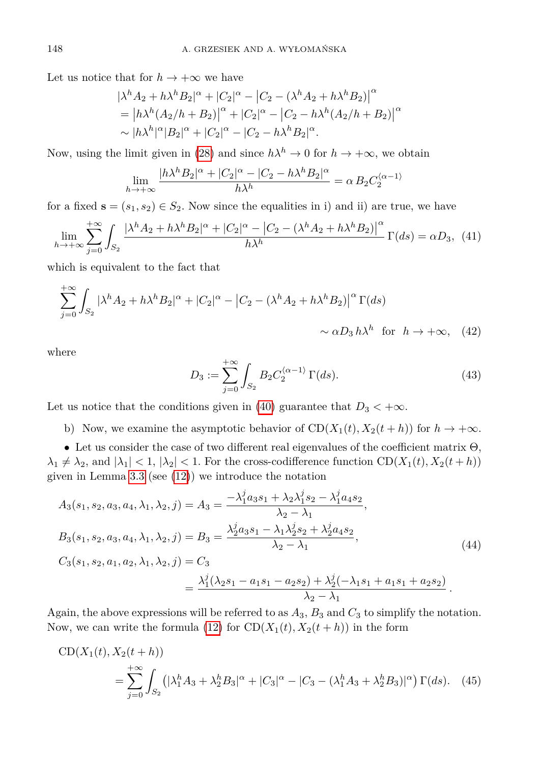Let us notice that for $h \to +\infty$ we have

$$
\begin{aligned}
&|\lambda^h A_2 + h\lambda^h B_2|^\alpha + |C_2|^\alpha - \left|C_2 - (\lambda^h A_2 + h\lambda^h B_2)\right|^\alpha \\
&= \left|h\lambda^h (A_2/h + B_2)\right|^\alpha + |C_2|^\alpha - \left|C_2 - h\lambda^h (A_2/h + B_2)\right|^\alpha \\
&\sim |h\lambda^h|^\alpha |B_2|^\alpha + |C_2|^\alpha - |C_2 - h\lambda^h B_2|^\alpha .
\end{aligned}
$$

Now, using the limit given in (28) and since $h\lambda^h \to 0$ for $h \to +\infty$, we obtain

$$
\lim_{h \to +\infty} \frac{|h\lambda^h B_2|^\alpha + |C_2|^\alpha - |C_2 - h\lambda^h B_2|^\alpha}{h\lambda^h} = \alpha\, B_2 C_2^{\langle \alpha - 1 \rangle}
$$

for a fixed $\mathbf{s} = (s_1, s_2) \in S_2$. Now since the equalities in i) and ii) are true, we have

$$
\lim_{h \to +\infty} \sum_{j=0}^{+\infty} \int_{S_2} \frac{|\lambda^h A_2 + h\lambda^h B_2|^\alpha + |C_2|^\alpha - \left|C_2 - (\lambda^h A_2 + h\lambda^h B_2)\right|^\alpha}{h\lambda^h} \, \Gamma(ds) = \alpha D_3, \quad (41)
$$

which is equivalent to the fact that

$$
\sum_{j=0}^{+\infty} \int_{S_2} |\lambda^h A_2 + h\lambda^h B_2|^\alpha + |C_2|^\alpha - \left|C_2 - (\lambda^h A_2 + h\lambda^h B_2)\right|^\alpha \Gamma(ds) \sim \alpha D_3\, h\lambda^h \quad \text{for} \quad h \to +\infty, \quad (42)
$$

where

$$
D_3 := \sum_{j=0}^{+\infty} \int_{S_2} B_2 C_2^{\langle \alpha - 1 \rangle} \, \Gamma(ds). \quad (43)
$$

Let us notice that the conditions given in (40) guarantee that $D_3 < +\infty$.

b) Now, we examine the asymptotic behavior of $\mathrm{CD}(X_1(t), X_2(t+h))$ for $h \to +\infty$.

• Let us consider the case of two different real eigenvalues of the coefficient matrix $\Theta$, $\lambda_1 \neq \lambda_2$, and $|\lambda_1| < 1$, $|\lambda_2| < 1$. For the cross-codifference function $\mathrm{CD}(X_1(t), X_2(t+h))$ given in Lemma 3.3 (see (12)) we introduce the notation

$$
\begin{aligned}
A_3(s_1, s_2, a_3, a_4, \lambda_1, \lambda_2, j) &= A_3 = \frac{-\lambda_1^j a_3 s_1 + \lambda_2 \lambda_1^j s_2 - \lambda_1^j a_4 s_2}{\lambda_2 - \lambda_1}, \\
B_3(s_1, s_2, a_3, a_4, \lambda_1, \lambda_2, j) &= B_3 = \frac{\lambda_2^j a_3 s_1 - \lambda_1 \lambda_2^j s_2 + \lambda_2^j a_4 s_2}{\lambda_2 - \lambda_1}, \\
C_3(s_1, s_2, a_1, a_2, \lambda_1, \lambda_2, j) &= C_3 \\
&= \frac{\lambda_1^j(\lambda_2 s_1 - a_1 s_1 - a_2 s_2) + \lambda_2^j(-\lambda_1 s_1 + a_1 s_1 + a_2 s_2)}{\lambda_2 - \lambda_1}.
\end{aligned} \quad (44)
$$

Again, the above expressions will be referred to as $A_3$, $B_3$ and $C_3$ to simplify the notation. Now, we can write the formula (12) for $\mathrm{CD}(X_1(t), X_2(t+h))$ in the form

$$
\mathrm{CD}(X_1(t), X_2(t+h)) = \sum_{j=0}^{+\infty} \int_{S_2} \left( |\lambda_1^h A_3 + \lambda_2^h B_3|^\alpha + |C_3|^\alpha - |C_3 - (\lambda_1^h A_3 + \lambda_2^h B_3)|^\alpha \right) \Gamma(ds). \quad (45)
$$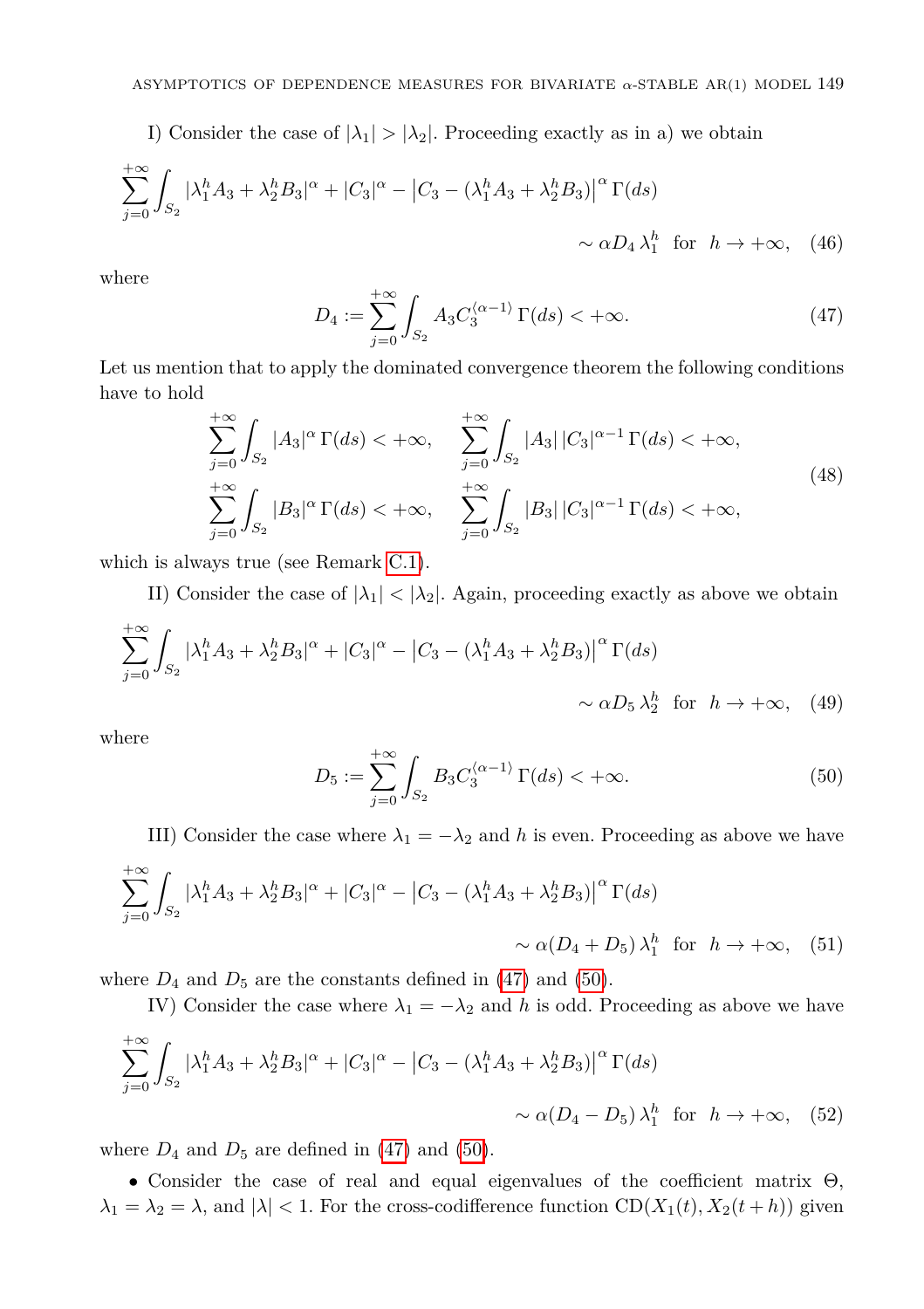I) Consider the case of $|\lambda_1| > |\lambda_2|$. Proceeding exactly as in a) we obtain

$$\sum_{j=0}^{+\infty} \int_{S_2} |\lambda_1^h A_3 + \lambda_2^h B_3|^\alpha + |C_3|^\alpha - \left|C_3 - (\lambda_1^h A_3 + \lambda_2^h B_3)\right|^\alpha \Gamma(ds) \sim \alpha D_4 \, \lambda_1^h \quad \text{for} \quad h \to +\infty, \tag{46}$$

where

$$D_4 := \sum_{j=0}^{+\infty} \int_{S_2} A_3 C_3^{\langle \alpha-1 \rangle} \, \Gamma(ds) < +\infty. \tag{47}$$

Let us mention that to apply the dominated convergence theorem the following conditions have to hold

$$\begin{aligned} &\sum_{j=0}^{+\infty} \int_{S_2} |A_3|^\alpha \, \Gamma(ds) < +\infty, \quad \sum_{j=0}^{+\infty} \int_{S_2} |A_3| \, |C_3|^{\alpha-1} \, \Gamma(ds) < +\infty, \\ &\sum_{j=0}^{+\infty} \int_{S_2} |B_3|^\alpha \, \Gamma(ds) < +\infty, \quad \sum_{j=0}^{+\infty} \int_{S_2} |B_3| \, |C_3|^{\alpha-1} \, \Gamma(ds) < +\infty, \end{aligned} \tag{48}$$

which is always true (see Remark C.1).

II) Consider the case of $|\lambda_1| < |\lambda_2|$. Again, proceeding exactly as above we obtain

$$\sum_{j=0}^{+\infty} \int_{S_2} |\lambda_1^h A_3 + \lambda_2^h B_3|^\alpha + |C_3|^\alpha - \left|C_3 - (\lambda_1^h A_3 + \lambda_2^h B_3)\right|^\alpha \Gamma(ds) \sim \alpha D_5 \, \lambda_2^h \quad \text{for} \quad h \to +\infty, \tag{49}$$

where

$$D_5 := \sum_{j=0}^{+\infty} \int_{S_2} B_3 C_3^{\langle \alpha-1 \rangle} \, \Gamma(ds) < +\infty. \tag{50}$$

III) Consider the case where $\lambda_1 = -\lambda_2$ and $h$ is even. Proceeding as above we have

$$\sum_{j=0}^{+\infty} \int_{S_2} |\lambda_1^h A_3 + \lambda_2^h B_3|^\alpha + |C_3|^\alpha - \left|C_3 - (\lambda_1^h A_3 + \lambda_2^h B_3)\right|^\alpha \Gamma(ds) \sim \alpha (D_4 + D_5) \, \lambda_1^h \quad \text{for} \quad h \to +\infty, \tag{51}$$

where $D_4$ and $D_5$ are the constants defined in (47) and (50).

IV) Consider the case where $\lambda_1 = -\lambda_2$ and $h$ is odd. Proceeding as above we have

$$\sum_{j=0}^{+\infty} \int_{S_2} |\lambda_1^h A_3 + \lambda_2^h B_3|^\alpha + |C_3|^\alpha - \left|C_3 - (\lambda_1^h A_3 + \lambda_2^h B_3)\right|^\alpha \Gamma(ds) \sim \alpha (D_4 - D_5) \, \lambda_1^h \quad \text{for} \quad h \to +\infty, \tag{52}$$

where $D_4$ and $D_5$ are defined in (47) and (50).

- Consider the case of real and equal eigenvalues of the coefficient matrix $\Theta$, $\lambda_1 = \lambda_2 = \lambda$, and $|\lambda| < 1$. For the cross-codifference function $\mathrm{CD}(X_1(t), X_2(t+h))$ given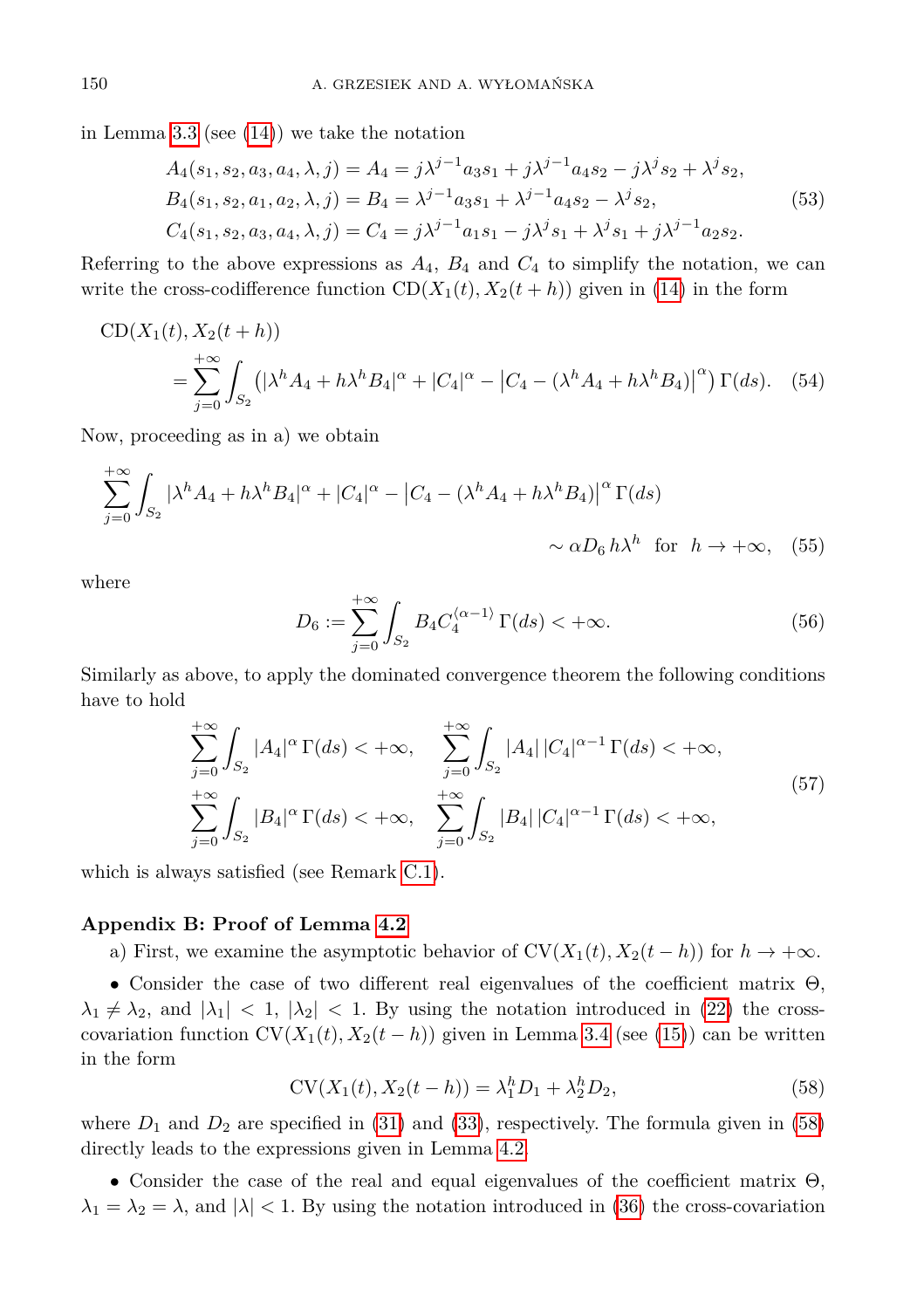in Lemma 3.3 (see (14)) we take the notation

$$
\begin{aligned}
A_4(s_1,s_2,a_3,a_4,\lambda,j) &= A_4 = j\lambda^{j-1}a_3s_1 + j\lambda^{j-1}a_4s_2 - j\lambda^j s_2 + \lambda^j s_2,\\
B_4(s_1,s_2,a_1,a_2,\lambda,j) &= B_4 = \lambda^{j-1}a_3s_1 + \lambda^{j-1}a_4s_2 - \lambda^j s_2,\\
C_4(s_1,s_2,a_3,a_4,\lambda,j) &= C_4 = j\lambda^{j-1}a_1s_1 - j\lambda^j s_1 + \lambda^j s_1 + j\lambda^{j-1}a_2s_2.
\end{aligned} \tag{53}
$$

Referring to the above expressions as $A_4$, $B_4$ and $C_4$ to simplify the notation, we can write the cross-codifference function $\mathrm{CD}(X_1(t), X_2(t+h))$ given in (14) in the form

$$
\begin{aligned}
&\mathrm{CD}(X_1(t), X_2(t+h))\\
&\quad= \sum_{j=0}^{+\infty}\int_{S_2}\left(|\lambda^h A_4 + h\lambda^h B_4|^\alpha + |C_4|^\alpha - \left|C_4 - (\lambda^h A_4 + h\lambda^h B_4)\right|^\alpha\right)\Gamma(ds).
\end{aligned} \tag{54}
$$

Now, proceeding as in a) we obtain

$$
\begin{aligned}
&\sum_{j=0}^{+\infty}\int_{S_2}|\lambda^h A_4 + h\lambda^h B_4|^\alpha + |C_4|^\alpha - \left|C_4 - (\lambda^h A_4 + h\lambda^h B_4)\right|^\alpha \Gamma(ds)\\
&\qquad\qquad \sim \alpha D_6\, h\lambda^h \quad \text{for} \quad h\to+\infty,
\end{aligned} \tag{55}
$$

where

$$
D_6 := \sum_{j=0}^{+\infty}\int_{S_2} B_4 C_4^{\langle\alpha-1\rangle}\,\Gamma(ds) < +\infty. \tag{56}
$$

Similarly as above, to apply the dominated convergence theorem the following conditions have to hold

$$
\begin{aligned}
&\sum_{j=0}^{+\infty}\int_{S_2}|A_4|^\alpha\,\Gamma(ds) < +\infty, \quad \sum_{j=0}^{+\infty}\int_{S_2}|A_4|\,|C_4|^{\alpha-1}\,\Gamma(ds) < +\infty,\\
&\sum_{j=0}^{+\infty}\int_{S_2}|B_4|^\alpha\,\Gamma(ds) < +\infty, \quad \sum_{j=0}^{+\infty}\int_{S_2}|B_4|\,|C_4|^{\alpha-1}\,\Gamma(ds) < +\infty,
\end{aligned} \tag{57}
$$

which is always satisfied (see Remark C.1).

## Appendix B: Proof of Lemma 4.2

a) First, we examine the asymptotic behavior of $\mathrm{CV}(X_1(t), X_2(t-h))$ for $h\to+\infty$.

• Consider the case of two different real eigenvalues of the coefficient matrix $\Theta$, $\lambda_1 \neq \lambda_2$, and $|\lambda_1| < 1$, $|\lambda_2| < 1$. By using the notation introduced in (22) the cross-covariation function $\mathrm{CV}(X_1(t), X_2(t-h))$ given in Lemma 3.4 (see (15)) can be written in the form

$$
\mathrm{CV}(X_1(t), X_2(t-h)) = \lambda_1^h D_1 + \lambda_2^h D_2, \tag{58}
$$

where $D_1$ and $D_2$ are specified in (31) and (33), respectively. The formula given in (58) directly leads to the expressions given in Lemma 4.2.

• Consider the case of the real and equal eigenvalues of the coefficient matrix $\Theta$, $\lambda_1 = \lambda_2 = \lambda$, and $|\lambda| < 1$. By using the notation introduced in (36) the cross-covariation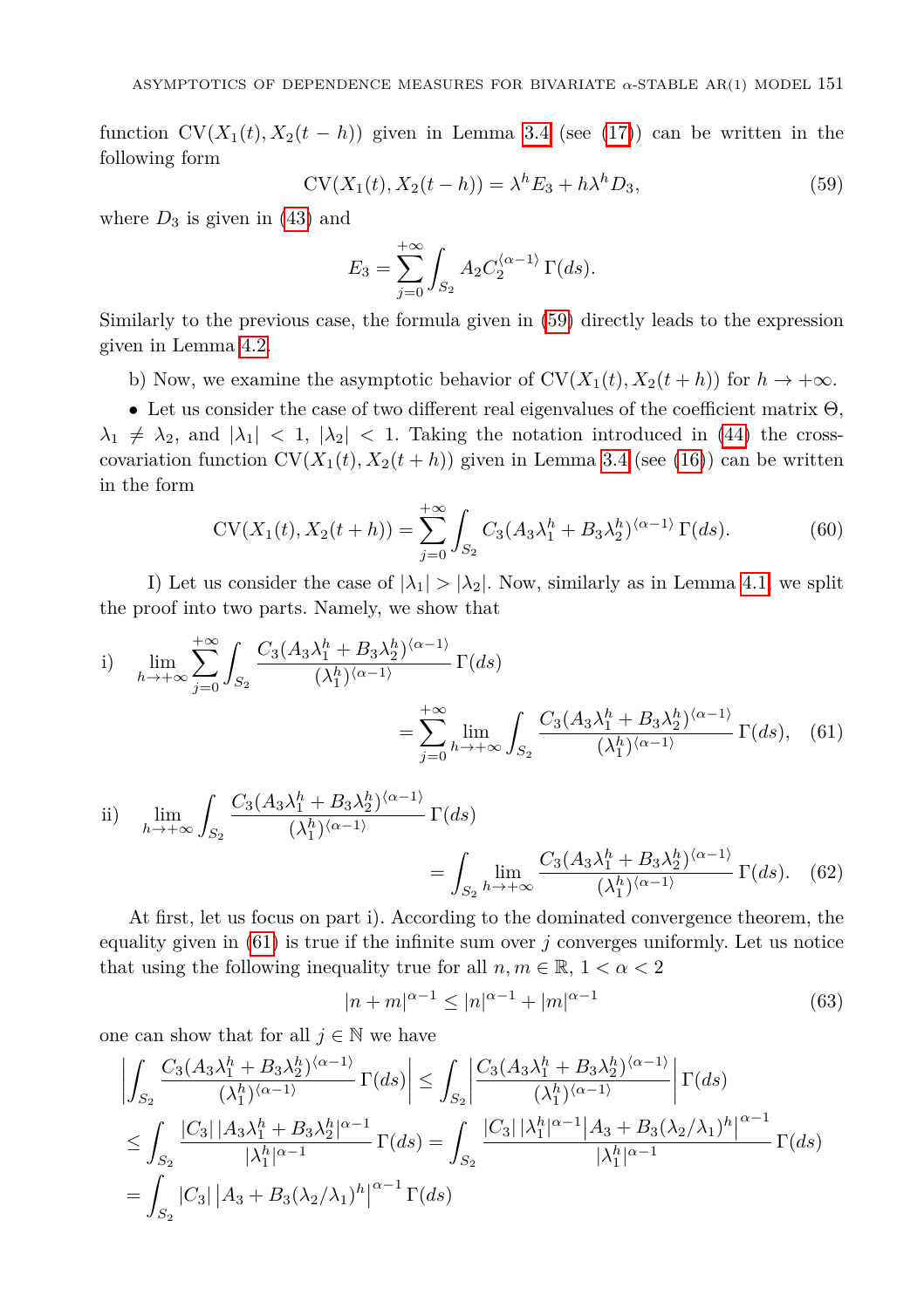function $\mathrm{CV}(X_1(t), X_2(t-h))$ given in Lemma 3.4 (see (17)) can be written in the following form

$$\mathrm{CV}(X_1(t), X_2(t-h)) = \lambda^h E_3 + h\lambda^h D_3, \tag{59}$$

where $D_3$ is given in (43) and

$$E_3 = \sum_{j=0}^{+\infty} \int_{S_2} A_2 C_2^{\langle \alpha-1 \rangle}\, \Gamma(ds).$$

Similarly to the previous case, the formula given in (59) directly leads to the expression given in Lemma 4.2.

b) Now, we examine the asymptotic behavior of $\mathrm{CV}(X_1(t), X_2(t+h))$ for $h \to +\infty$.

• Let us consider the case of two different real eigenvalues of the coefficient matrix $\Theta$, $\lambda_1 \neq \lambda_2$, and $|\lambda_1| < 1$, $|\lambda_2| < 1$. Taking the notation introduced in (44) the cross-covariation function $\mathrm{CV}(X_1(t), X_2(t+h))$ given in Lemma 3.4 (see (16)) can be written in the form

$$\mathrm{CV}(X_1(t), X_2(t+h)) = \sum_{j=0}^{+\infty} \int_{S_2} C_3 (A_3 \lambda_1^h + B_3 \lambda_2^h)^{\langle \alpha-1 \rangle}\, \Gamma(ds). \tag{60}$$

I) Let us consider the case of $|\lambda_1| > |\lambda_2|$. Now, similarly as in Lemma 4.1, we split the proof into two parts. Namely, we show that

$$\text{i)} \quad \lim_{h \to +\infty} \sum_{j=0}^{+\infty} \int_{S_2} \frac{C_3 (A_3 \lambda_1^h + B_3 \lambda_2^h)^{\langle \alpha-1 \rangle}}{(\lambda_1^h)^{\langle \alpha-1 \rangle}}\, \Gamma(ds) = \sum_{j=0}^{+\infty} \lim_{h \to +\infty} \int_{S_2} \frac{C_3 (A_3 \lambda_1^h + B_3 \lambda_2^h)^{\langle \alpha-1 \rangle}}{(\lambda_1^h)^{\langle \alpha-1 \rangle}}\, \Gamma(ds), \tag{61}$$

$$\text{ii)} \quad \lim_{h \to +\infty} \int_{S_2} \frac{C_3 (A_3 \lambda_1^h + B_3 \lambda_2^h)^{\langle \alpha-1 \rangle}}{(\lambda_1^h)^{\langle \alpha-1 \rangle}}\, \Gamma(ds) = \int_{S_2} \lim_{h \to +\infty} \frac{C_3 (A_3 \lambda_1^h + B_3 \lambda_2^h)^{\langle \alpha-1 \rangle}}{(\lambda_1^h)^{\langle \alpha-1 \rangle}}\, \Gamma(ds). \tag{62}$$

At first, let us focus on part i). According to the dominated convergence theorem, the equality given in (61) is true if the infinite sum over $j$ converges uniformly. Let us notice that using the following inequality true for all $n, m \in \mathbb{R}$, $1 < \alpha < 2$

$$|n + m|^{\alpha-1} \leq |n|^{\alpha-1} + |m|^{\alpha-1} \tag{63}$$

one can show that for all $j \in \mathbb{N}$ we have

$$\begin{aligned}
\left| \int_{S_2} \frac{C_3 (A_3 \lambda_1^h + B_3 \lambda_2^h)^{\langle \alpha-1 \rangle}}{(\lambda_1^h)^{\langle \alpha-1 \rangle}}\, \Gamma(ds) \right| &\leq \int_{S_2} \left| \frac{C_3 (A_3 \lambda_1^h + B_3 \lambda_2^h)^{\langle \alpha-1 \rangle}}{(\lambda_1^h)^{\langle \alpha-1 \rangle}} \right| \Gamma(ds) \\
\leq \int_{S_2} \frac{|C_3|\, |A_3 \lambda_1^h + B_3 \lambda_2^h|^{\alpha-1}}{|\lambda_1^h|^{\alpha-1}}\, \Gamma(ds) &= \int_{S_2} \frac{|C_3|\, |\lambda_1^h|^{\alpha-1} \left| A_3 + B_3 (\lambda_2/\lambda_1)^h \right|^{\alpha-1}}{|\lambda_1^h|^{\alpha-1}}\, \Gamma(ds) \\
= \int_{S_2} |C_3| \left| A_3 + B_3 (\lambda_2/\lambda_1)^h \right|^{\alpha-1} \Gamma(ds)
\end{aligned}$$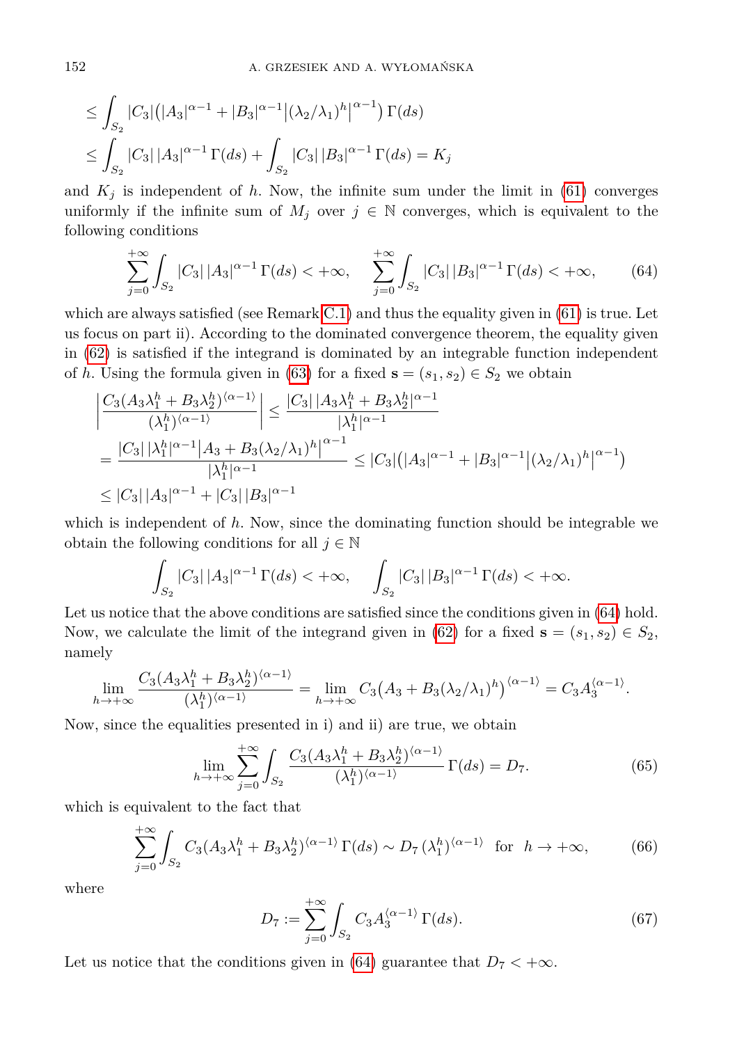$$\leq \int_{S_2} |C_3|\big(|A_3|^{\alpha-1} + |B_3|^{\alpha-1}\big|(\lambda_2/\lambda_1)^h\big|^{\alpha-1}\big)\,\Gamma(ds)$$
$$\leq \int_{S_2} |C_3|\,|A_3|^{\alpha-1}\,\Gamma(ds) + \int_{S_2} |C_3|\,|B_3|^{\alpha-1}\,\Gamma(ds) = K_j$$

and $K_j$ is independent of $h$. Now, the infinite sum under the limit in (61) converges uniformly if the infinite sum of $M_j$ over $j \in \mathbb{N}$ converges, which is equivalent to the following conditions

$$\sum_{j=0}^{+\infty} \int_{S_2} |C_3|\,|A_3|^{\alpha-1}\,\Gamma(ds) < +\infty, \qquad \sum_{j=0}^{+\infty} \int_{S_2} |C_3|\,|B_3|^{\alpha-1}\,\Gamma(ds) < +\infty, \tag{64}$$

which are always satisfied (see Remark C.1) and thus the equality given in (61) is true. Let us focus on part ii). According to the dominated convergence theorem, the equality given in (62) is satisfied if the integrand is dominated by an integrable function independent of $h$. Using the formula given in (63) for a fixed $\mathbf{s} = (s_1, s_2) \in S_2$ we obtain

$$\left|\frac{C_3(A_3\lambda_1^h + B_3\lambda_2^h)^{\langle\alpha-1\rangle}}{(\lambda_1^h)^{\langle\alpha-1\rangle}}\right| \leq \frac{|C_3|\,|A_3\lambda_1^h + B_3\lambda_2^h|^{\alpha-1}}{|\lambda_1^h|^{\alpha-1}}$$
$$= \frac{|C_3|\,|\lambda_1^h|^{\alpha-1}\big|A_3 + B_3(\lambda_2/\lambda_1)^h\big|^{\alpha-1}}{|\lambda_1^h|^{\alpha-1}} \leq |C_3|\big(|A_3|^{\alpha-1} + |B_3|^{\alpha-1}\big|(\lambda_2/\lambda_1)^h\big|^{\alpha-1}\big)$$
$$\leq |C_3|\,|A_3|^{\alpha-1} + |C_3|\,|B_3|^{\alpha-1}$$

which is independent of $h$. Now, since the dominating function should be integrable we obtain the following conditions for all $j \in \mathbb{N}$

$$\int_{S_2} |C_3|\,|A_3|^{\alpha-1}\,\Gamma(ds) < +\infty, \qquad \int_{S_2} |C_3|\,|B_3|^{\alpha-1}\,\Gamma(ds) < +\infty.$$

Let us notice that the above conditions are satisfied since the conditions given in (64) hold. Now, we calculate the limit of the integrand given in (62) for a fixed $\mathbf{s} = (s_1, s_2) \in S_2$, namely

$$\lim_{h\to+\infty} \frac{C_3(A_3\lambda_1^h + B_3\lambda_2^h)^{\langle\alpha-1\rangle}}{(\lambda_1^h)^{\langle\alpha-1\rangle}} = \lim_{h\to+\infty} C_3\big(A_3 + B_3(\lambda_2/\lambda_1)^h\big)^{\langle\alpha-1\rangle} = C_3 A_3^{\langle\alpha-1\rangle}.$$

Now, since the equalities presented in i) and ii) are true, we obtain

$$\lim_{h\to+\infty} \sum_{j=0}^{+\infty} \int_{S_2} \frac{C_3(A_3\lambda_1^h + B_3\lambda_2^h)^{\langle\alpha-1\rangle}}{(\lambda_1^h)^{\langle\alpha-1\rangle}}\,\Gamma(ds) = D_7. \tag{65}$$

which is equivalent to the fact that

$$\sum_{j=0}^{+\infty} \int_{S_2} C_3(A_3\lambda_1^h + B_3\lambda_2^h)^{\langle\alpha-1\rangle}\,\Gamma(ds) \sim D_7\,(\lambda_1^h)^{\langle\alpha-1\rangle} \quad \text{for} \ \ h \to +\infty, \tag{66}$$

where

$$D_7 := \sum_{j=0}^{+\infty} \int_{S_2} C_3 A_3^{\langle\alpha-1\rangle}\,\Gamma(ds). \tag{67}$$

Let us notice that the conditions given in (64) guarantee that $D_7 < +\infty$.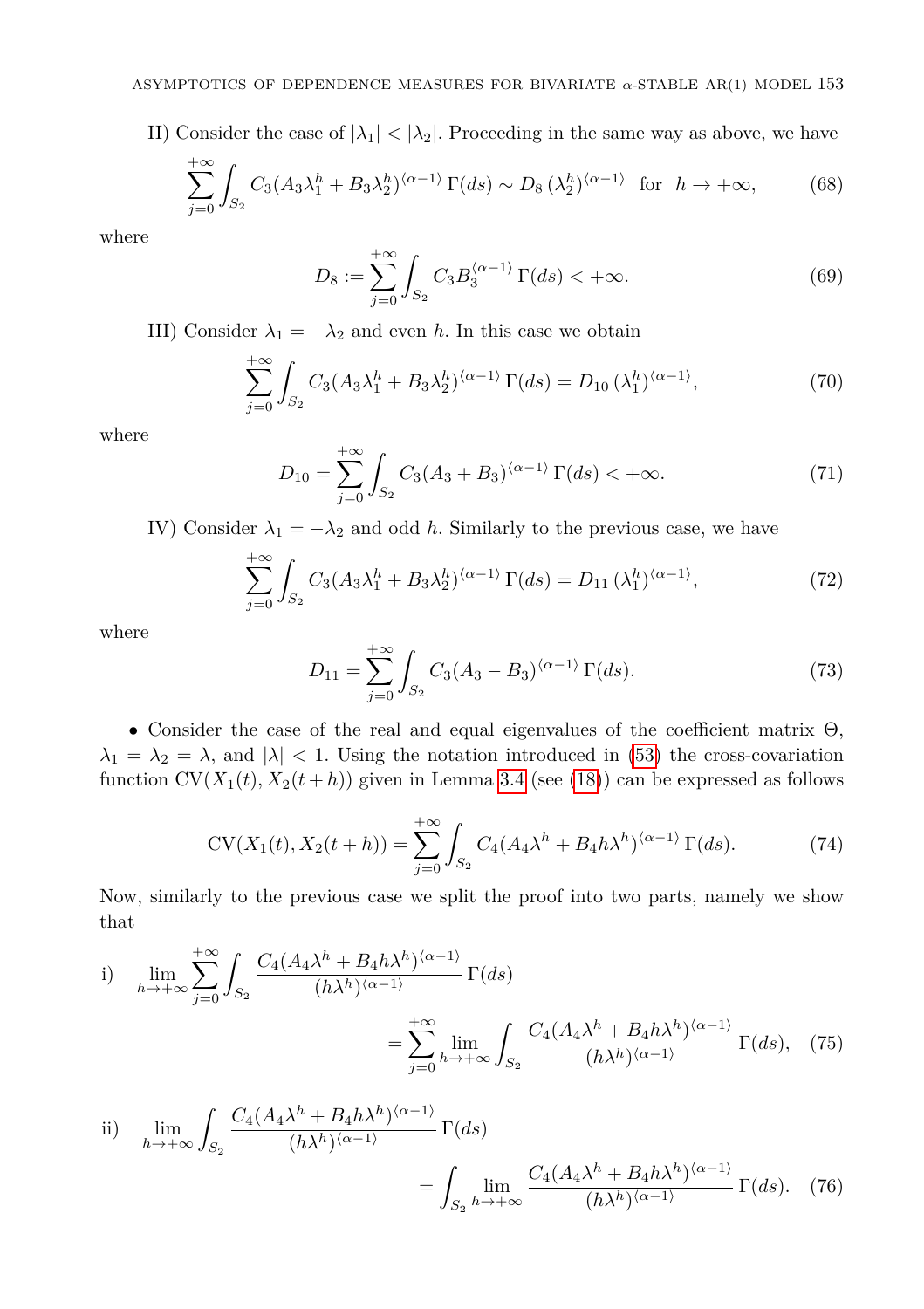II) Consider the case of $|\lambda_1| < |\lambda_2|$. Proceeding in the same way as above, we have

$$\sum_{j=0}^{+\infty} \int_{S_2} C_3 (A_3 \lambda_1^h + B_3 \lambda_2^h)^{\langle \alpha-1 \rangle} \, \Gamma(ds) \sim D_8 \, (\lambda_2^h)^{\langle \alpha-1 \rangle} \quad \text{for} \quad h \to +\infty, \tag{68}$$

where

$$D_8 := \sum_{j=0}^{+\infty} \int_{S_2} C_3 B_3^{\langle \alpha-1 \rangle} \, \Gamma(ds) < +\infty. \tag{69}$$

III) Consider $\lambda_1 = -\lambda_2$ and even $h$. In this case we obtain

$$\sum_{j=0}^{+\infty} \int_{S_2} C_3 (A_3 \lambda_1^h + B_3 \lambda_2^h)^{\langle \alpha-1 \rangle} \, \Gamma(ds) = D_{10} \, (\lambda_1^h)^{\langle \alpha-1 \rangle}, \tag{70}$$

where

$$D_{10} = \sum_{j=0}^{+\infty} \int_{S_2} C_3 (A_3 + B_3)^{\langle \alpha-1 \rangle} \, \Gamma(ds) < +\infty. \tag{71}$$

IV) Consider $\lambda_1 = -\lambda_2$ and odd $h$. Similarly to the previous case, we have

$$\sum_{j=0}^{+\infty} \int_{S_2} C_3 (A_3 \lambda_1^h + B_3 \lambda_2^h)^{\langle \alpha-1 \rangle} \, \Gamma(ds) = D_{11} \, (\lambda_1^h)^{\langle \alpha-1 \rangle}, \tag{72}$$

where

$$D_{11} = \sum_{j=0}^{+\infty} \int_{S_2} C_3 (A_3 - B_3)^{\langle \alpha-1 \rangle} \, \Gamma(ds). \tag{73}$$

• Consider the case of the real and equal eigenvalues of the coefficient matrix $\Theta$, $\lambda_1 = \lambda_2 = \lambda$, and $|\lambda| < 1$. Using the notation introduced in (53) the cross-covariation function $\mathrm{CV}(X_1(t), X_2(t+h))$ given in Lemma 3.4 (see (18)) can be expressed as follows

$$\mathrm{CV}(X_1(t), X_2(t+h)) = \sum_{j=0}^{+\infty} \int_{S_2} C_4 (A_4 \lambda^h + B_4 h \lambda^h)^{\langle \alpha-1 \rangle} \, \Gamma(ds). \tag{74}$$

Now, similarly to the previous case we split the proof into two parts, namely we show that

$$\text{i)} \quad \lim_{h \to +\infty} \sum_{j=0}^{+\infty} \int_{S_2} \frac{C_4 (A_4 \lambda^h + B_4 h \lambda^h)^{\langle \alpha-1 \rangle}}{(h \lambda^h)^{\langle \alpha-1 \rangle}} \, \Gamma(ds) = \sum_{j=0}^{+\infty} \lim_{h \to +\infty} \int_{S_2} \frac{C_4 (A_4 \lambda^h + B_4 h \lambda^h)^{\langle \alpha-1 \rangle}}{(h \lambda^h)^{\langle \alpha-1 \rangle}} \, \Gamma(ds), \tag{75}$$

$$\text{ii)} \quad \lim_{h \to +\infty} \int_{S_2} \frac{C_4 (A_4 \lambda^h + B_4 h \lambda^h)^{\langle \alpha-1 \rangle}}{(h \lambda^h)^{\langle \alpha-1 \rangle}} \, \Gamma(ds) = \int_{S_2} \lim_{h \to +\infty} \frac{C_4 (A_4 \lambda^h + B_4 h \lambda^h)^{\langle \alpha-1 \rangle}}{(h \lambda^h)^{\langle \alpha-1 \rangle}} \, \Gamma(ds). \tag{76}$$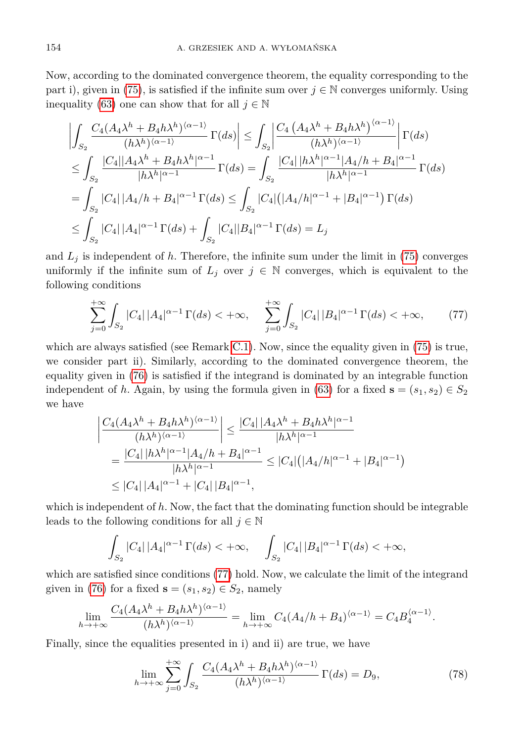Now, according to the dominated convergence theorem, the equality corresponding to the part i), given in (75), is satisfied if the infinite sum over $j \in \mathbb{N}$ converges uniformly. Using inequality (63) one can show that for all $j \in \mathbb{N}$

$$
\begin{aligned}
&\left|\int_{S_2} \frac{C_4(A_4\lambda^h + B_4 h\lambda^h)^{\langle \alpha-1\rangle}}{(h\lambda^h)^{\langle \alpha-1\rangle}}\,\Gamma(ds)\right| \le \int_{S_2}\left|\frac{C_4\left(A_4\lambda^h + B_4 h\lambda^h\right)^{\langle \alpha-1\rangle}}{(h\lambda^h)^{\langle \alpha-1\rangle}}\right|\Gamma(ds)\\
&\le \int_{S_2} \frac{|C_4||A_4\lambda^h + B_4 h\lambda^h|^{\alpha-1}}{|h\lambda^h|^{\alpha-1}}\,\Gamma(ds) = \int_{S_2} \frac{|C_4|\,|h\lambda^h|^{\alpha-1}|A_4/h + B_4|^{\alpha-1}}{|h\lambda^h|^{\alpha-1}}\,\Gamma(ds)\\
&= \int_{S_2} |C_4|\,|A_4/h + B_4|^{\alpha-1}\,\Gamma(ds) \le \int_{S_2} |C_4|\big(|A_4/h|^{\alpha-1} + |B_4|^{\alpha-1}\big)\,\Gamma(ds)\\
&\le \int_{S_2} |C_4|\,|A_4|^{\alpha-1}\,\Gamma(ds) + \int_{S_2} |C_4||B_4|^{\alpha-1}\,\Gamma(ds) = L_j
\end{aligned}
$$

and $L_j$ is independent of $h$. Therefore, the infinite sum under the limit in (75) converges uniformly if the infinite sum of $L_j$ over $j \in \mathbb{N}$ converges, which is equivalent to the following conditions

$$
\sum_{j=0}^{+\infty} \int_{S_2} |C_4|\,|A_4|^{\alpha-1}\,\Gamma(ds) < +\infty, \qquad \sum_{j=0}^{+\infty} \int_{S_2} |C_4|\,|B_4|^{\alpha-1}\,\Gamma(ds) < +\infty, \tag{77}
$$

which are always satisfied (see Remark C.1). Now, since the equality given in (75) is true, we consider part ii). Similarly, according to the dominated convergence theorem, the equality given in (76) is satisfied if the integrand is dominated by an integrable function independent of $h$. Again, by using the formula given in (63) for a fixed $\mathbf{s} = (s_1, s_2) \in S_2$ we have

$$
\begin{aligned}
&\left|\frac{C_4(A_4\lambda^h + B_4 h\lambda^h)^{\langle \alpha-1\rangle}}{(h\lambda^h)^{\langle \alpha-1\rangle}}\right| \le \frac{|C_4|\,|A_4\lambda^h + B_4 h\lambda^h|^{\alpha-1}}{|h\lambda^h|^{\alpha-1}}\\
&= \frac{|C_4|\,|h\lambda^h|^{\alpha-1}|A_4/h + B_4|^{\alpha-1}}{|h\lambda^h|^{\alpha-1}} \le |C_4|\big(|A_4/h|^{\alpha-1} + |B_4|^{\alpha-1}\big)\\
&\le |C_4|\,|A_4|^{\alpha-1} + |C_4|\,|B_4|^{\alpha-1},
\end{aligned}
$$

which is independent of $h$. Now, the fact that the dominating function should be integrable leads to the following conditions for all $j \in \mathbb{N}$

$$
\int_{S_2} |C_4|\,|A_4|^{\alpha-1}\,\Gamma(ds) < +\infty, \qquad \int_{S_2} |C_4|\,|B_4|^{\alpha-1}\,\Gamma(ds) < +\infty,
$$

which are satisfied since conditions (77) hold. Now, we calculate the limit of the integrand given in (76) for a fixed $\mathbf{s} = (s_1, s_2) \in S_2$, namely

$$
\lim_{h\to+\infty} \frac{C_4(A_4\lambda^h + B_4 h\lambda^h)^{\langle \alpha-1\rangle}}{(h\lambda^h)^{\langle \alpha-1\rangle}} = \lim_{h\to+\infty} C_4(A_4/h + B_4)^{\langle \alpha-1\rangle} = C_4 B_4^{\langle \alpha-1\rangle}.
$$

Finally, since the equalities presented in i) and ii) are true, we have

$$
\lim_{h\to+\infty} \sum_{j=0}^{+\infty} \int_{S_2} \frac{C_4(A_4\lambda^h + B_4 h\lambda^h)^{\langle \alpha-1\rangle}}{(h\lambda^h)^{\langle \alpha-1\rangle}}\,\Gamma(ds) = D_9, \tag{78}
$$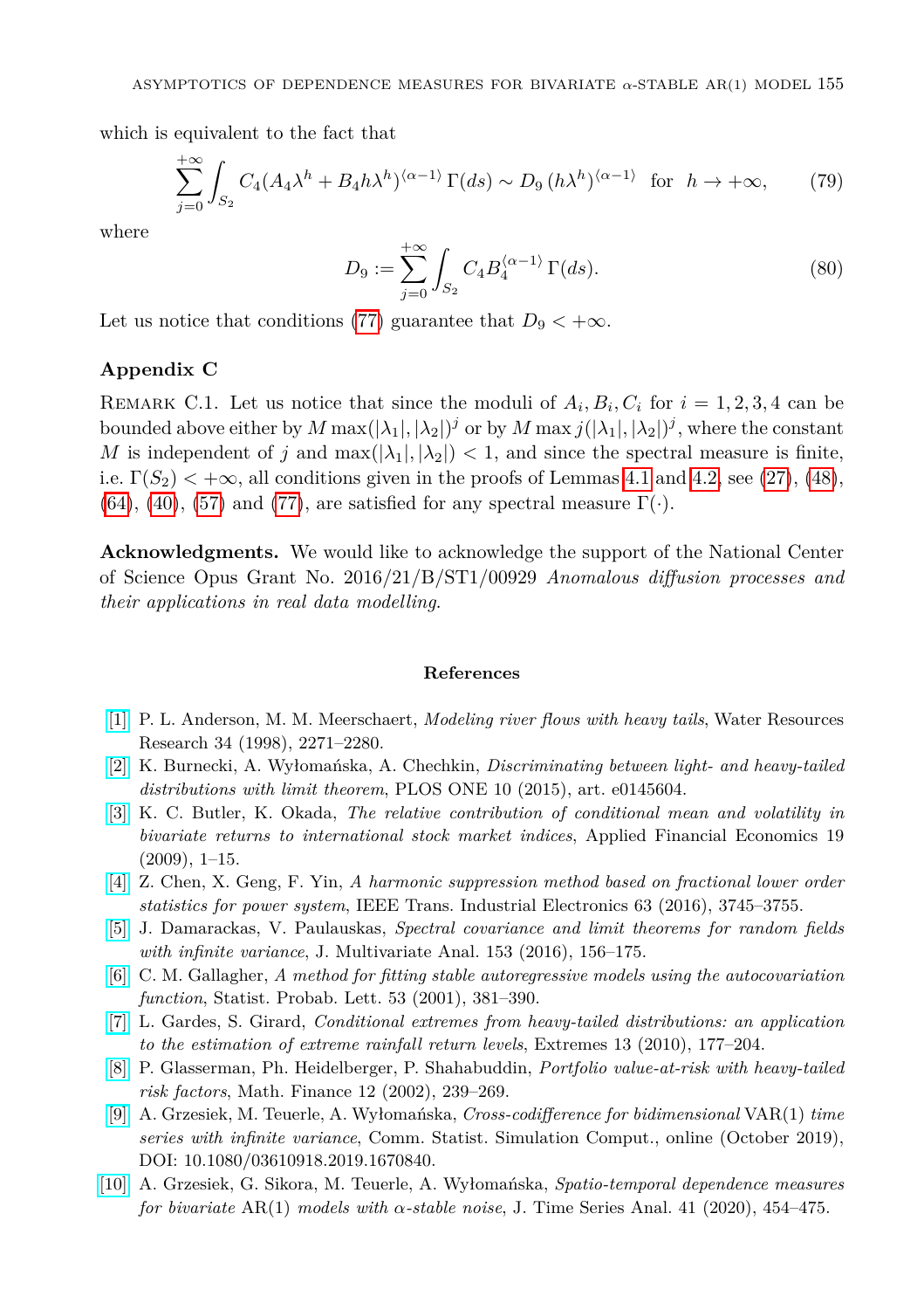which is equivalent to the fact that

$$\sum_{j=0}^{+\infty} \int_{S_2} C_4 (A_4 \lambda^h + B_4 h \lambda^h)^{\langle \alpha-1 \rangle}\, \Gamma(ds) \sim D_9\, (h\lambda^h)^{\langle \alpha-1 \rangle} \quad \text{for} \quad h \to +\infty, \tag{79}$$

where

$$D_9 := \sum_{j=0}^{+\infty} \int_{S_2} C_4 B_4^{\langle \alpha-1 \rangle}\, \Gamma(ds). \tag{80}$$

Let us notice that conditions (77) guarantee that $D_9 < +\infty$.

## Appendix C

Remark C.1. Let us notice that since the moduli of $A_i, B_i, C_i$ for $i = 1, 2, 3, 4$ can be bounded above either by $M \max(|\lambda_1|, |\lambda_2|)^j$ or by $M \max j(|\lambda_1|, |\lambda_2|)^j$, where the constant $M$ is independent of $j$ and $\max(|\lambda_1|, |\lambda_2|) < 1$, and since the spectral measure is finite, i.e. $\Gamma(S_2) < +\infty$, all conditions given in the proofs of Lemmas 4.1 and 4.2, see (27), (48), (64), (40), (57) and (77), are satisfied for any spectral measure $\Gamma(\cdot)$.

**Acknowledgments.** We would like to acknowledge the support of the National Center of Science Opus Grant No. 2016/21/B/ST1/00929 *Anomalous diffusion processes and their applications in real data modelling*.

## References

[1] P. L. Anderson, M. M. Meerschaert, *Modeling river flows with heavy tails*, Water Resources Research 34 (1998), 2271–2280.

[2] K. Burnecki, A. Wyłomańska, A. Chechkin, *Discriminating between light- and heavy-tailed distributions with limit theorem*, PLOS ONE 10 (2015), art. e0145604.

[3] K. C. Butler, K. Okada, *The relative contribution of conditional mean and volatility in bivariate returns to international stock market indices*, Applied Financial Economics 19 (2009), 1–15.

[4] Z. Chen, X. Geng, F. Yin, *A harmonic suppression method based on fractional lower order statistics for power system*, IEEE Trans. Industrial Electronics 63 (2016), 3745–3755.

[5] J. Damarackas, V. Paulauskas, *Spectral covariance and limit theorems for random fields with infinite variance*, J. Multivariate Anal. 153 (2016), 156–175.

[6] C. M. Gallagher, *A method for fitting stable autoregressive models using the autocovariation function*, Statist. Probab. Lett. 53 (2001), 381–390.

[7] L. Gardes, S. Girard, *Conditional extremes from heavy-tailed distributions: an application to the estimation of extreme rainfall return levels*, Extremes 13 (2010), 177–204.

[8] P. Glasserman, Ph. Heidelberger, P. Shahabuddin, *Portfolio value-at-risk with heavy-tailed risk factors*, Math. Finance 12 (2002), 239–269.

[9] A. Grzesiek, M. Teuerle, A. Wyłomańska, *Cross-codifference for bidimensional* VAR(1) *time series with infinite variance*, Comm. Statist. Simulation Comput., online (October 2019), DOI: 10.1080/03610918.2019.1670840.

[10] A. Grzesiek, G. Sikora, M. Teuerle, A. Wyłomańska, *Spatio-temporal dependence measures for bivariate* AR(1) *models with α-stable noise*, J. Time Series Anal. 41 (2020), 454–475.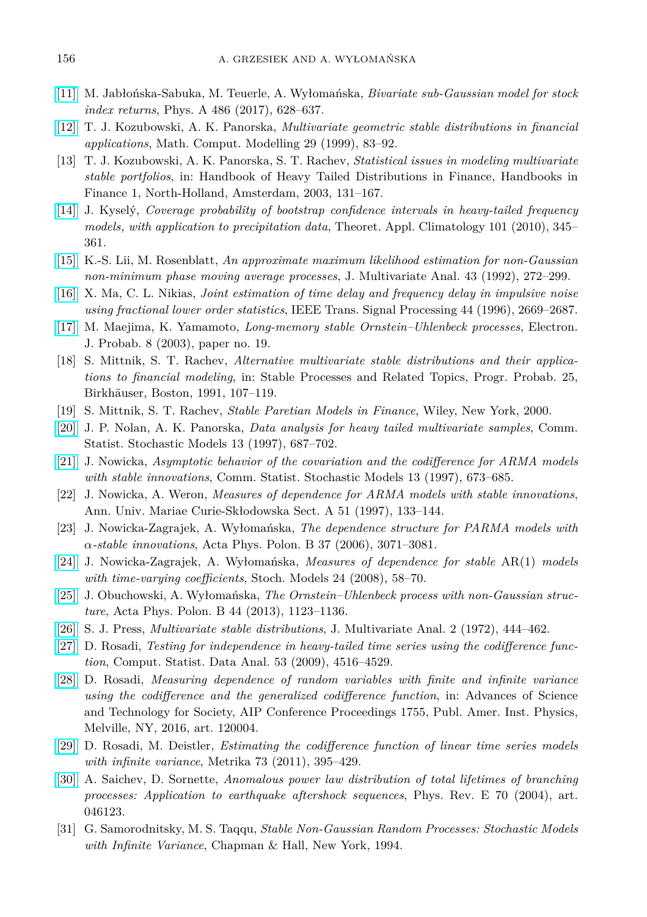[11] M. Jabłońska-Sabuka, M. Teuerle, A. Wyłomańska, *Bivariate sub-Gaussian model for stock index returns*, Phys. A 486 (2017), 628–637.

[12] T. J. Kozubowski, A. K. Panorska, *Multivariate geometric stable distributions in financial applications*, Math. Comput. Modelling 29 (1999), 83–92.

[13] T. J. Kozubowski, A. K. Panorska, S. T. Rachev, *Statistical issues in modeling multivariate stable portfolios*, in: Handbook of Heavy Tailed Distributions in Finance, Handbooks in Finance 1, North-Holland, Amsterdam, 2003, 131–167.

[14] J. Kyselý, *Coverage probability of bootstrap confidence intervals in heavy-tailed frequency models, with application to precipitation data*, Theoret. Appl. Climatology 101 (2010), 345–361.

[15] K.-S. Lii, M. Rosenblatt, *An approximate maximum likelihood estimation for non-Gaussian non-minimum phase moving average processes*, J. Multivariate Anal. 43 (1992), 272–299.

[16] X. Ma, C. L. Nikias, *Joint estimation of time delay and frequency delay in impulsive noise using fractional lower order statistics*, IEEE Trans. Signal Processing 44 (1996), 2669–2687.

[17] M. Maejima, K. Yamamoto, *Long-memory stable Ornstein–Uhlenbeck processes*, Electron. J. Probab. 8 (2003), paper no. 19.

[18] S. Mittnik, S. T. Rachev, *Alternative multivariate stable distributions and their applications to financial modeling*, in: Stable Processes and Related Topics, Progr. Probab. 25, Birkhäuser, Boston, 1991, 107–119.

[19] S. Mittnik, S. T. Rachev, *Stable Paretian Models in Finance*, Wiley, New York, 2000.

[20] J. P. Nolan, A. K. Panorska, *Data analysis for heavy tailed multivariate samples*, Comm. Statist. Stochastic Models 13 (1997), 687–702.

[21] J. Nowicka, *Asymptotic behavior of the covariation and the codifference for ARMA models with stable innovations*, Comm. Statist. Stochastic Models 13 (1997), 673–685.

[22] J. Nowicka, A. Weron, *Measures of dependence for ARMA models with stable innovations*, Ann. Univ. Mariae Curie-Skłodowska Sect. A 51 (1997), 133–144.

[23] J. Nowicka-Zagrajek, A. Wyłomańska, *The dependence structure for PARMA models with $\alpha$-stable innovations*, Acta Phys. Polon. B 37 (2006), 3071–3081.

[24] J. Nowicka-Zagrajek, A. Wyłomańska, *Measures of dependence for stable* AR(1) *models with time-varying coefficients*, Stoch. Models 24 (2008), 58–70.

[25] J. Obuchowski, A. Wyłomańska, *The Ornstein–Uhlenbeck process with non-Gaussian structure*, Acta Phys. Polon. B 44 (2013), 1123–1136.

[26] S. J. Press, *Multivariate stable distributions*, J. Multivariate Anal. 2 (1972), 444–462.

[27] D. Rosadi, *Testing for independence in heavy-tailed time series using the codifference function*, Comput. Statist. Data Anal. 53 (2009), 4516–4529.

[28] D. Rosadi, *Measuring dependence of random variables with finite and infinite variance using the codifference and the generalized codifference function*, in: Advances of Science and Technology for Society, AIP Conference Proceedings 1755, Publ. Amer. Inst. Physics, Melville, NY, 2016, art. 120004.

[29] D. Rosadi, M. Deistler, *Estimating the codifference function of linear time series models with infinite variance*, Metrika 73 (2011), 395–429.

[30] A. Saichev, D. Sornette, *Anomalous power law distribution of total lifetimes of branching processes: Application to earthquake aftershock sequences*, Phys. Rev. E 70 (2004), art. 046123.

[31] G. Samorodnitsky, M. S. Taqqu, *Stable Non-Gaussian Random Processes: Stochastic Models with Infinite Variance*, Chapman & Hall, New York, 1994.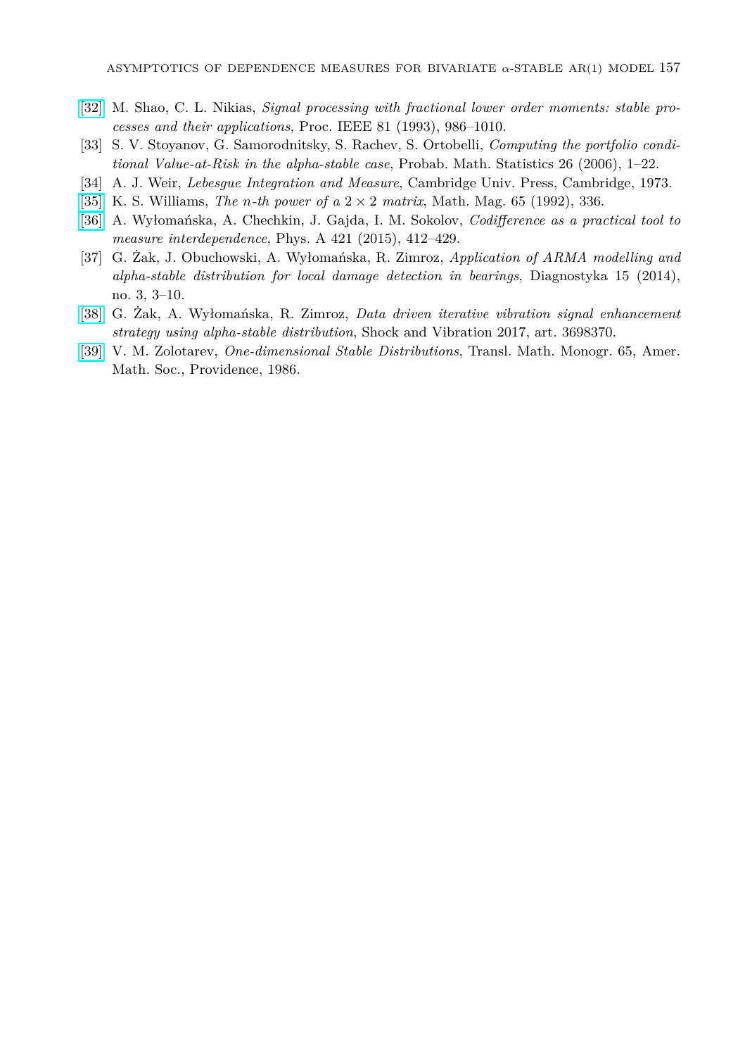[32] M. Shao, C. L. Nikias, *Signal processing with fractional lower order moments: stable processes and their applications*, Proc. IEEE 81 (1993), 986–1010.

[33] S. V. Stoyanov, G. Samorodnitsky, S. Rachev, S. Ortobelli, *Computing the portfolio conditional Value-at-Risk in the alpha-stable case*, Probab. Math. Statistics 26 (2006), 1–22.

[34] A. J. Weir, *Lebesgue Integration and Measure*, Cambridge Univ. Press, Cambridge, 1973.

[35] K. S. Williams, *The n-th power of a* $2 \times 2$ *matrix*, Math. Mag. 65 (1992), 336.

[36] A. Wyłomańska, A. Chechkin, J. Gajda, I. M. Sokolov, *Codifference as a practical tool to measure interdependence*, Phys. A 421 (2015), 412–429.

[37] G. Żak, J. Obuchowski, A. Wyłomańska, R. Zimroz, *Application of ARMA modelling and alpha-stable distribution for local damage detection in bearings*, Diagnostyka 15 (2014), no. 3, 3–10.

[38] G. Żak, A. Wyłomańska, R. Zimroz, *Data driven iterative vibration signal enhancement strategy using alpha-stable distribution*, Shock and Vibration 2017, art. 3698370.

[39] V. M. Zolotarev, *One-dimensional Stable Distributions*, Transl. Math. Monogr. 65, Amer. Math. Soc., Providence, 1986.